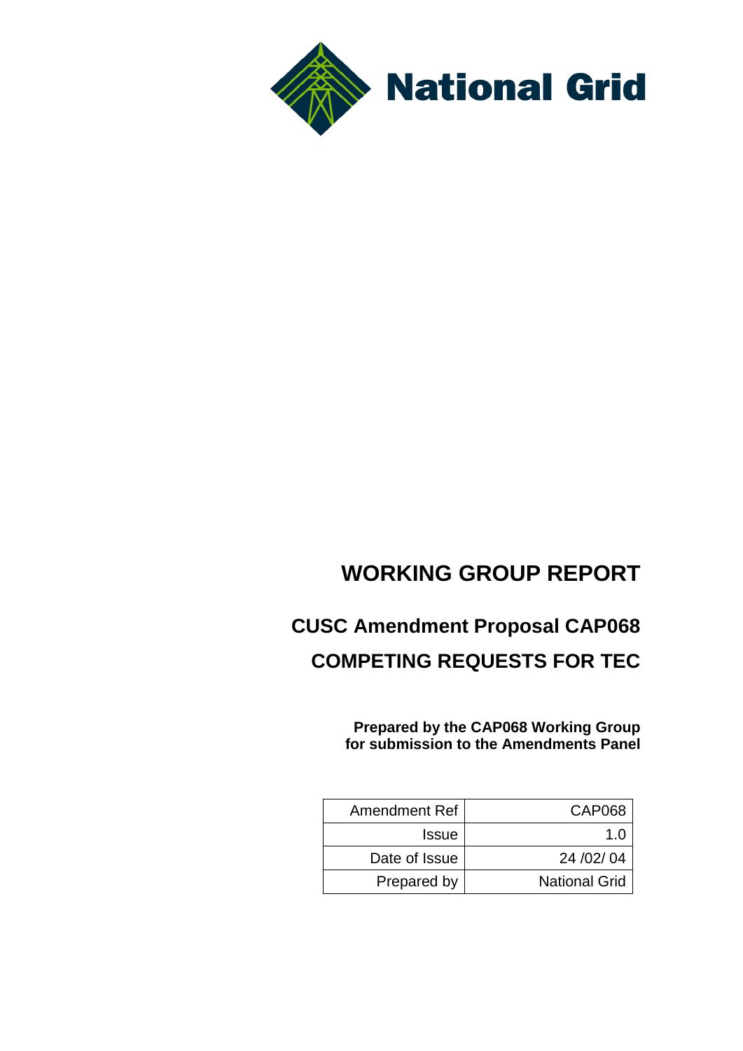National Grid

# WORKING GROUP REPORT

## CUSC Amendment Proposal CAP068

## COMPETING REQUESTS FOR TEC

**Prepared by the CAP068 Working Group for submission to the Amendments Panel**

| Amendment Ref | CAP068 |
|---|---|
| Issue | 1.0 |
| Date of Issue | 24 /02/ 04 |
| Prepared by | National Grid |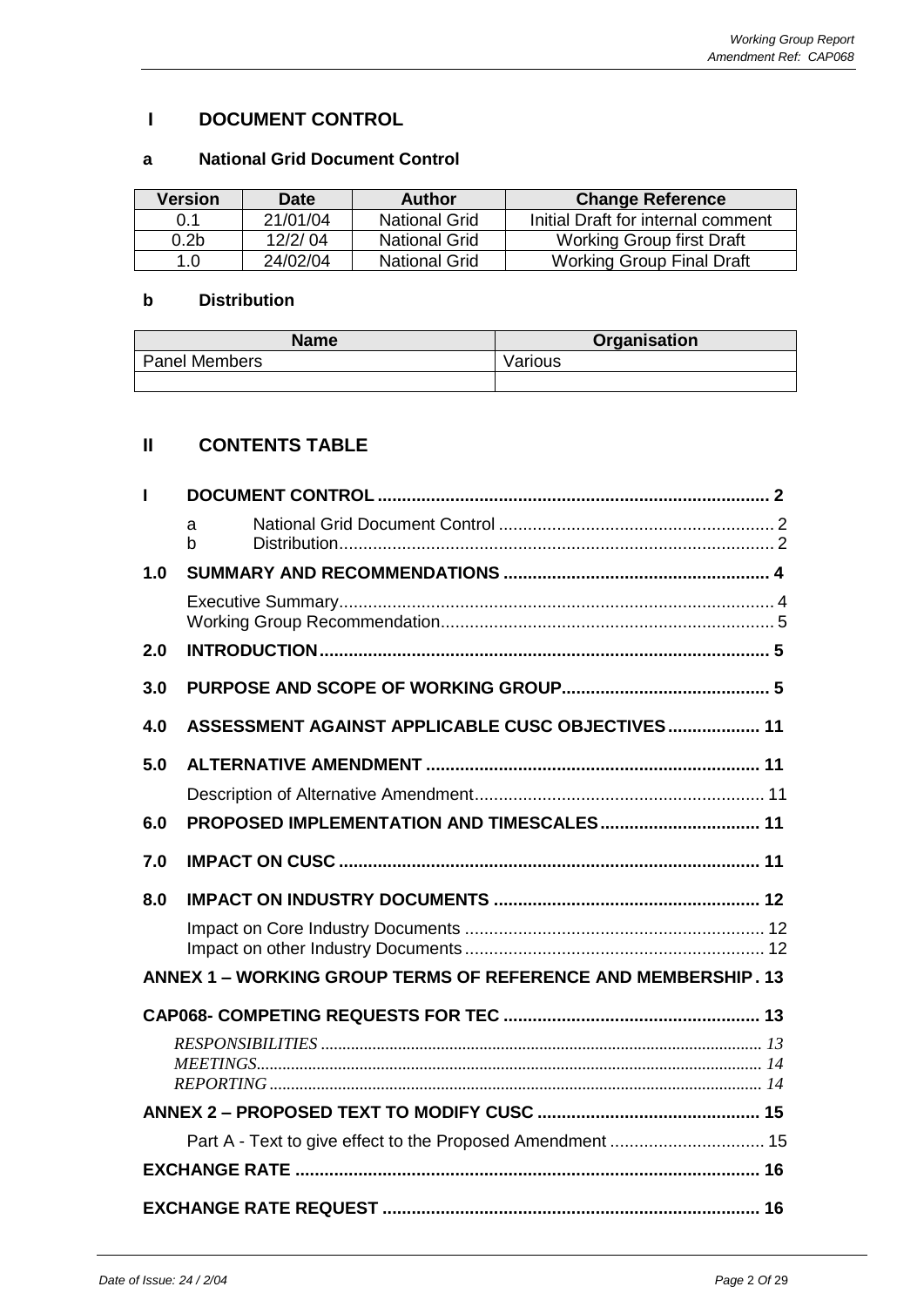## I DOCUMENT CONTROL

### a National Grid Document Control

| Version | Date | Author | Change Reference |
|---|---|---|---|
| 0.1 | 21/01/04 | National Grid | Initial Draft for internal comment |
| 0.2b | 12/2/ 04 | National Grid | Working Group first Draft |
| 1.0 | 24/02/04 | National Grid | Working Group Final Draft |

### b Distribution

| Name | Organisation |
|---|---|
| Panel Members | Various |
| | |

## II CONTENTS TABLE

**I DOCUMENT CONTROL** .......... 2

- a National Grid Document Control .......... 2
- b Distribution .......... 2

**1.0 SUMMARY AND RECOMMENDATIONS** .......... 4

- Executive Summary .......... 4
- Working Group Recommendation .......... 5

**2.0 INTRODUCTION** .......... 5

**3.0 PURPOSE AND SCOPE OF WORKING GROUP** .......... 5

**4.0 ASSESSMENT AGAINST APPLICABLE CUSC OBJECTIVES** .......... 11

**5.0 ALTERNATIVE AMENDMENT** .......... 11

- Description of Alternative Amendment .......... 11

**6.0 PROPOSED IMPLEMENTATION AND TIMESCALES** .......... 11

**7.0 IMPACT ON CUSC** .......... 11

**8.0 IMPACT ON INDUSTRY DOCUMENTS** .......... 12

- Impact on Core Industry Documents .......... 12
- Impact on other Industry Documents .......... 12

**ANNEX 1 – WORKING GROUP TERMS OF REFERENCE AND MEMBERSHIP** . 13

**CAP068- COMPETING REQUESTS FOR TEC** .......... 13

- *RESPONSIBILITIES* .......... 13
- *MEETINGS* .......... 14
- *REPORTING* .......... 14

**ANNEX 2 – PROPOSED TEXT TO MODIFY CUSC** .......... 15

- Part A - Text to give effect to the Proposed Amendment .......... 15

**EXCHANGE RATE** .......... 16

**EXCHANGE RATE REQUEST** .......... 16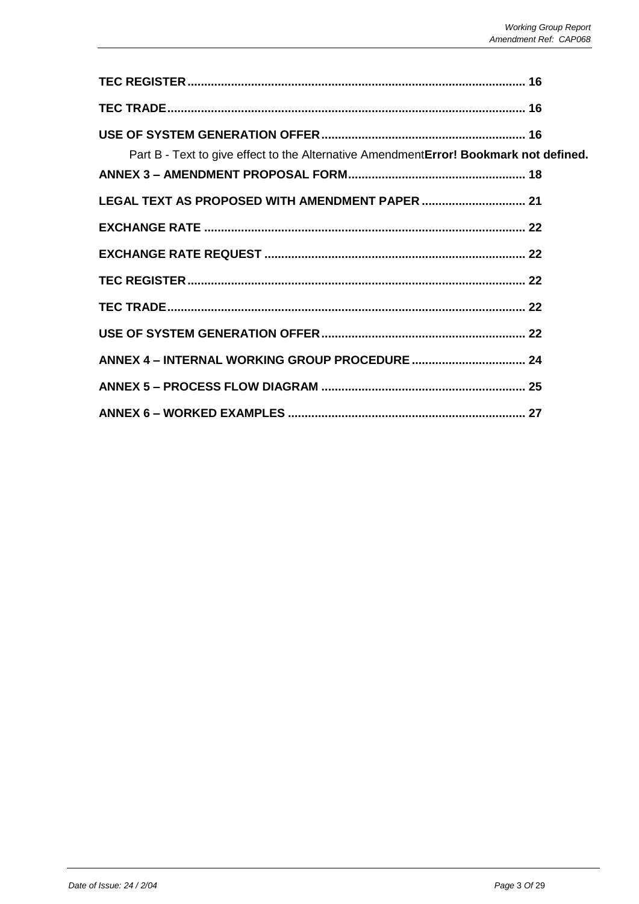**TEC REGISTER ..................................................................................................... 16**

**TEC TRADE ........................................................................................................... 16**

**USE OF SYSTEM GENERATION OFFER ............................................................. 16**

Part B - Text to give effect to the Alternative Amendment**Error! Bookmark not defined.**

**ANNEX 3 – AMENDMENT PROPOSAL FORM ...................................................... 18**

**LEGAL TEXT AS PROPOSED WITH AMENDMENT PAPER ............................... 21**

**EXCHANGE RATE ............................................................................................... 22**

**EXCHANGE RATE REQUEST ............................................................................. 22**

**TEC REGISTER ..................................................................................................... 22**

**TEC TRADE ........................................................................................................... 22**

**USE OF SYSTEM GENERATION OFFER ............................................................. 22**

**ANNEX 4 – INTERNAL WORKING GROUP PROCEDURE .................................. 24**

**ANNEX 5 – PROCESS FLOW DIAGRAM ............................................................. 25**

**ANNEX 6 – WORKED EXAMPLES ....................................................................... 27**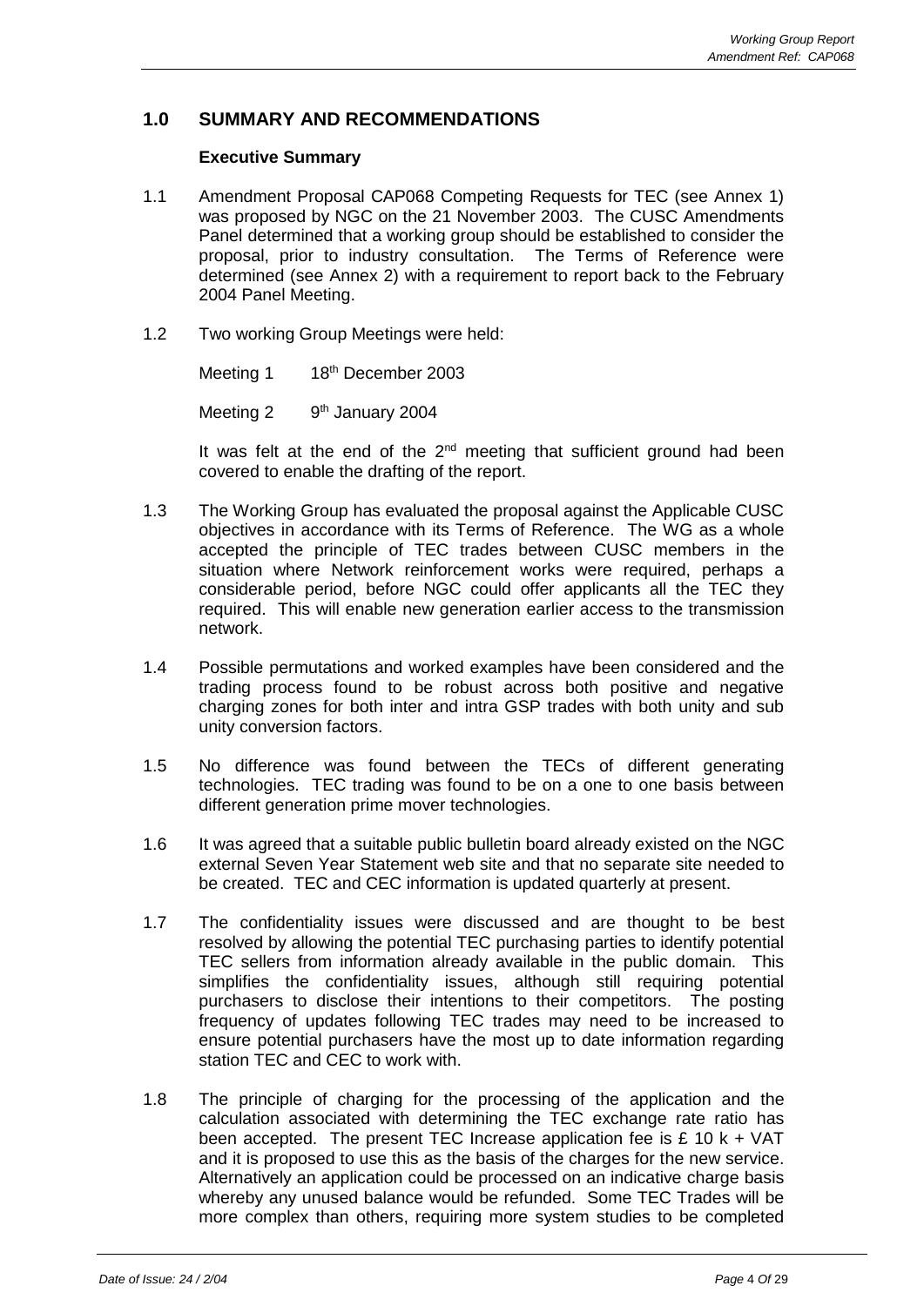## 1.0 SUMMARY AND RECOMMENDATIONS

**Executive Summary**

1.1 Amendment Proposal CAP068 Competing Requests for TEC (see Annex 1) was proposed by NGC on the 21 November 2003. The CUSC Amendments Panel determined that a working group should be established to consider the proposal, prior to industry consultation. The Terms of Reference were determined (see Annex 2) with a requirement to report back to the February 2004 Panel Meeting.

1.2 Two working Group Meetings were held:

Meeting 1 18th December 2003

Meeting 2 9th January 2004

It was felt at the end of the 2nd meeting that sufficient ground had been covered to enable the drafting of the report.

1.3 The Working Group has evaluated the proposal against the Applicable CUSC objectives in accordance with its Terms of Reference. The WG as a whole accepted the principle of TEC trades between CUSC members in the situation where Network reinforcement works were required, perhaps a considerable period, before NGC could offer applicants all the TEC they required. This will enable new generation earlier access to the transmission network.

1.4 Possible permutations and worked examples have been considered and the trading process found to be robust across both positive and negative charging zones for both inter and intra GSP trades with both unity and sub unity conversion factors.

1.5 No difference was found between the TECs of different generating technologies. TEC trading was found to be on a one to one basis between different generation prime mover technologies.

1.6 It was agreed that a suitable public bulletin board already existed on the NGC external Seven Year Statement web site and that no separate site needed to be created. TEC and CEC information is updated quarterly at present.

1.7 The confidentiality issues were discussed and are thought to be best resolved by allowing the potential TEC purchasing parties to identify potential TEC sellers from information already available in the public domain. This simplifies the confidentiality issues, although still requiring potential purchasers to disclose their intentions to their competitors. The posting frequency of updates following TEC trades may need to be increased to ensure potential purchasers have the most up to date information regarding station TEC and CEC to work with.

1.8 The principle of charging for the processing of the application and the calculation associated with determining the TEC exchange rate ratio has been accepted. The present TEC Increase application fee is £ 10 k + VAT and it is proposed to use this as the basis of the charges for the new service. Alternatively an application could be processed on an indicative charge basis whereby any unused balance would be refunded. Some TEC Trades will be more complex than others, requiring more system studies to be completed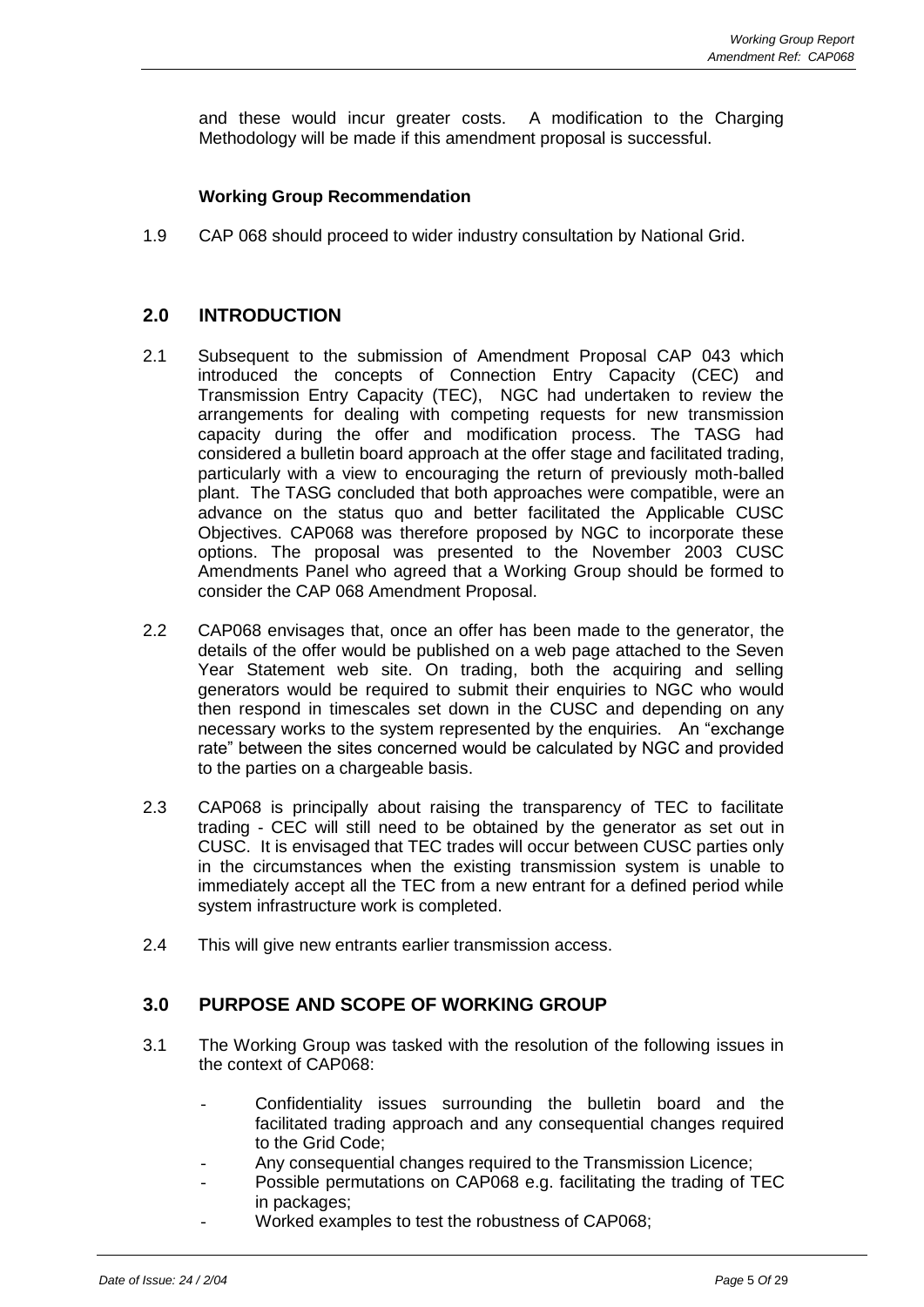and these would incur greater costs. A modification to the Charging Methodology will be made if this amendment proposal is successful.

**Working Group Recommendation**

1.9 CAP 068 should proceed to wider industry consultation by National Grid.

## 2.0 INTRODUCTION

2.1 Subsequent to the submission of Amendment Proposal CAP 043 which introduced the concepts of Connection Entry Capacity (CEC) and Transmission Entry Capacity (TEC), NGC had undertaken to review the arrangements for dealing with competing requests for new transmission capacity during the offer and modification process. The TASG had considered a bulletin board approach at the offer stage and facilitated trading, particularly with a view to encouraging the return of previously moth-balled plant. The TASG concluded that both approaches were compatible, were an advance on the status quo and better facilitated the Applicable CUSC Objectives. CAP068 was therefore proposed by NGC to incorporate these options. The proposal was presented to the November 2003 CUSC Amendments Panel who agreed that a Working Group should be formed to consider the CAP 068 Amendment Proposal.

2.2 CAP068 envisages that, once an offer has been made to the generator, the details of the offer would be published on a web page attached to the Seven Year Statement web site. On trading, both the acquiring and selling generators would be required to submit their enquiries to NGC who would then respond in timescales set down in the CUSC and depending on any necessary works to the system represented by the enquiries. An "exchange rate" between the sites concerned would be calculated by NGC and provided to the parties on a chargeable basis.

2.3 CAP068 is principally about raising the transparency of TEC to facilitate trading - CEC will still need to be obtained by the generator as set out in CUSC. It is envisaged that TEC trades will occur between CUSC parties only in the circumstances when the existing transmission system is unable to immediately accept all the TEC from a new entrant for a defined period while system infrastructure work is completed.

2.4 This will give new entrants earlier transmission access.

## 3.0 PURPOSE AND SCOPE OF WORKING GROUP

3.1 The Working Group was tasked with the resolution of the following issues in the context of CAP068:

- Confidentiality issues surrounding the bulletin board and the facilitated trading approach and any consequential changes required to the Grid Code;
- Any consequential changes required to the Transmission Licence;
- Possible permutations on CAP068 e.g. facilitating the trading of TEC in packages;
- Worked examples to test the robustness of CAP068;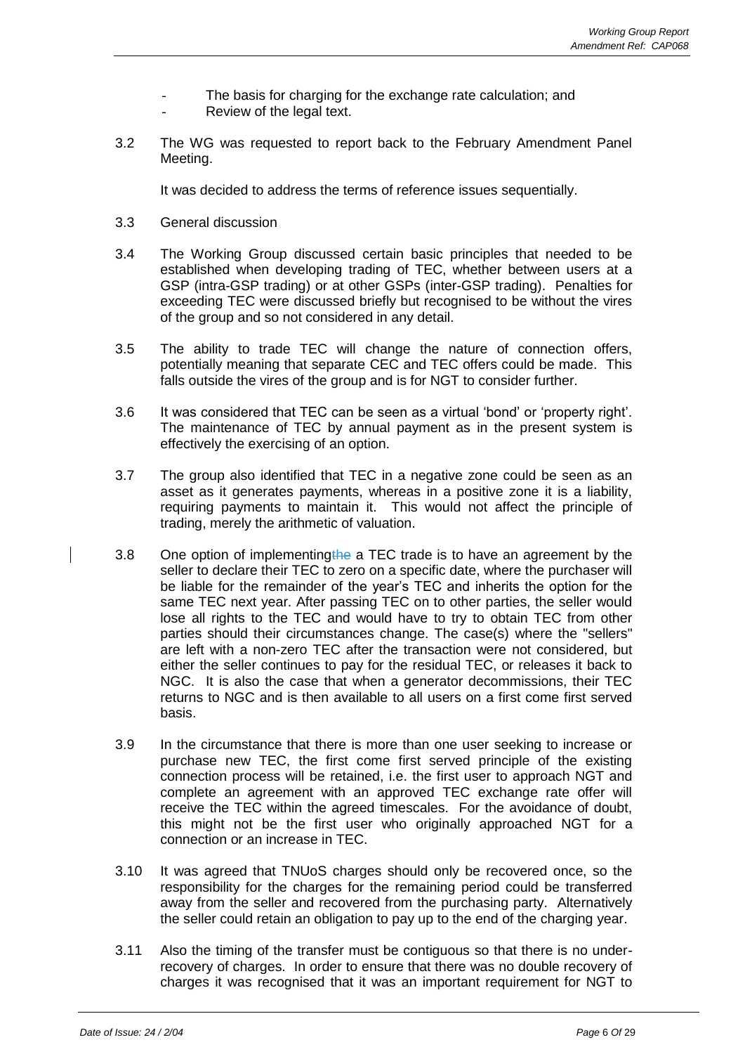- The basis for charging for the exchange rate calculation; and
- Review of the legal text.

3.2 The WG was requested to report back to the February Amendment Panel Meeting.

It was decided to address the terms of reference issues sequentially.

3.3 General discussion

3.4 The Working Group discussed certain basic principles that needed to be established when developing trading of TEC, whether between users at a GSP (intra-GSP trading) or at other GSPs (inter-GSP trading). Penalties for exceeding TEC were discussed briefly but recognised to be without the vires of the group and so not considered in any detail.

3.5 The ability to trade TEC will change the nature of connection offers, potentially meaning that separate CEC and TEC offers could be made. This falls outside the vires of the group and is for NGT to consider further.

3.6 It was considered that TEC can be seen as a virtual 'bond' or 'property right'. The maintenance of TEC by annual payment as in the present system is effectively the exercising of an option.

3.7 The group also identified that TEC in a negative zone could be seen as an asset as it generates payments, whereas in a positive zone it is a liability, requiring payments to maintain it. This would not affect the principle of trading, merely the arithmetic of valuation.

3.8 One option of implementing a TEC trade is to have an agreement by the seller to declare their TEC to zero on a specific date, where the purchaser will be liable for the remainder of the year's TEC and inherits the option for the same TEC next year. After passing TEC on to other parties, the seller would lose all rights to the TEC and would have to try to obtain TEC from other parties should their circumstances change. The case(s) where the "sellers" are left with a non-zero TEC after the transaction were not considered, but either the seller continues to pay for the residual TEC, or releases it back to NGC. It is also the case that when a generator decommissions, their TEC returns to NGC and is then available to all users on a first come first served basis.

3.9 In the circumstance that there is more than one user seeking to increase or purchase new TEC, the first come first served principle of the existing connection process will be retained, i.e. the first user to approach NGT and complete an agreement with an approved TEC exchange rate offer will receive the TEC within the agreed timescales. For the avoidance of doubt, this might not be the first user who originally approached NGT for a connection or an increase in TEC.

3.10 It was agreed that TNUoS charges should only be recovered once, so the responsibility for the charges for the remaining period could be transferred away from the seller and recovered from the purchasing party. Alternatively the seller could retain an obligation to pay up to the end of the charging year.

3.11 Also the timing of the transfer must be contiguous so that there is no under-recovery of charges. In order to ensure that there was no double recovery of charges it was recognised that it was an important requirement for NGT to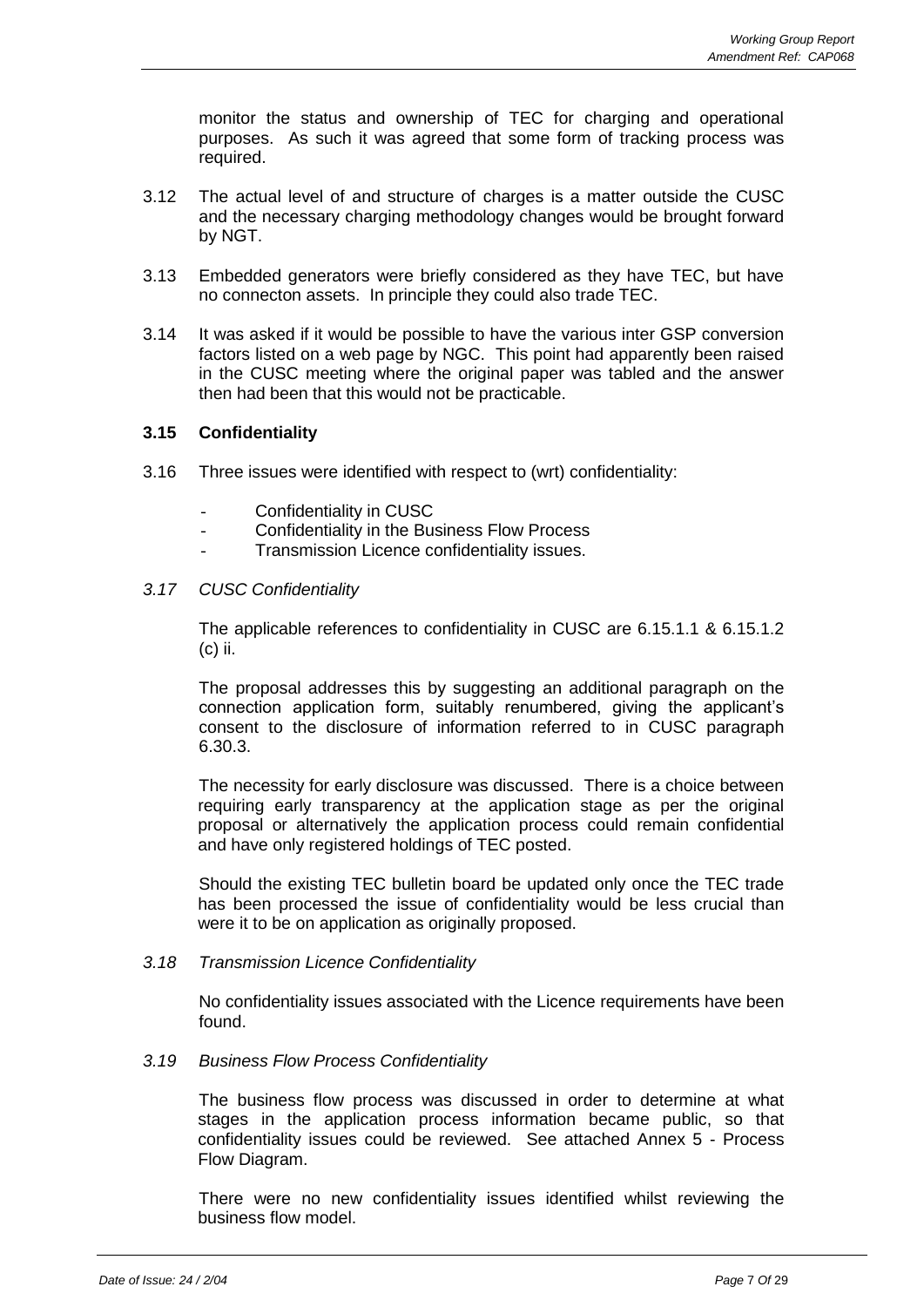monitor the status and ownership of TEC for charging and operational purposes. As such it was agreed that some form of tracking process was required.

3.12 The actual level of and structure of charges is a matter outside the CUSC and the necessary charging methodology changes would be brought forward by NGT.

3.13 Embedded generators were briefly considered as they have TEC, but have no connecton assets. In principle they could also trade TEC.

3.14 It was asked if it would be possible to have the various inter GSP conversion factors listed on a web page by NGC. This point had apparently been raised in the CUSC meeting where the original paper was tabled and the answer then had been that this would not be practicable.

**3.15 Confidentiality**

3.16 Three issues were identified with respect to (wrt) confidentiality:

- Confidentiality in CUSC
- Confidentiality in the Business Flow Process
- Transmission Licence confidentiality issues.

*3.17 CUSC Confidentiality*

The applicable references to confidentiality in CUSC are 6.15.1.1 & 6.15.1.2 (c) ii.

The proposal addresses this by suggesting an additional paragraph on the connection application form, suitably renumbered, giving the applicant's consent to the disclosure of information referred to in CUSC paragraph 6.30.3.

The necessity for early disclosure was discussed. There is a choice between requiring early transparency at the application stage as per the original proposal or alternatively the application process could remain confidential and have only registered holdings of TEC posted.

Should the existing TEC bulletin board be updated only once the TEC trade has been processed the issue of confidentiality would be less crucial than were it to be on application as originally proposed.

*3.18 Transmission Licence Confidentiality*

No confidentiality issues associated with the Licence requirements have been found.

*3.19 Business Flow Process Confidentiality*

The business flow process was discussed in order to determine at what stages in the application process information became public, so that confidentiality issues could be reviewed. See attached Annex 5 - Process Flow Diagram.

There were no new confidentiality issues identified whilst reviewing the business flow model.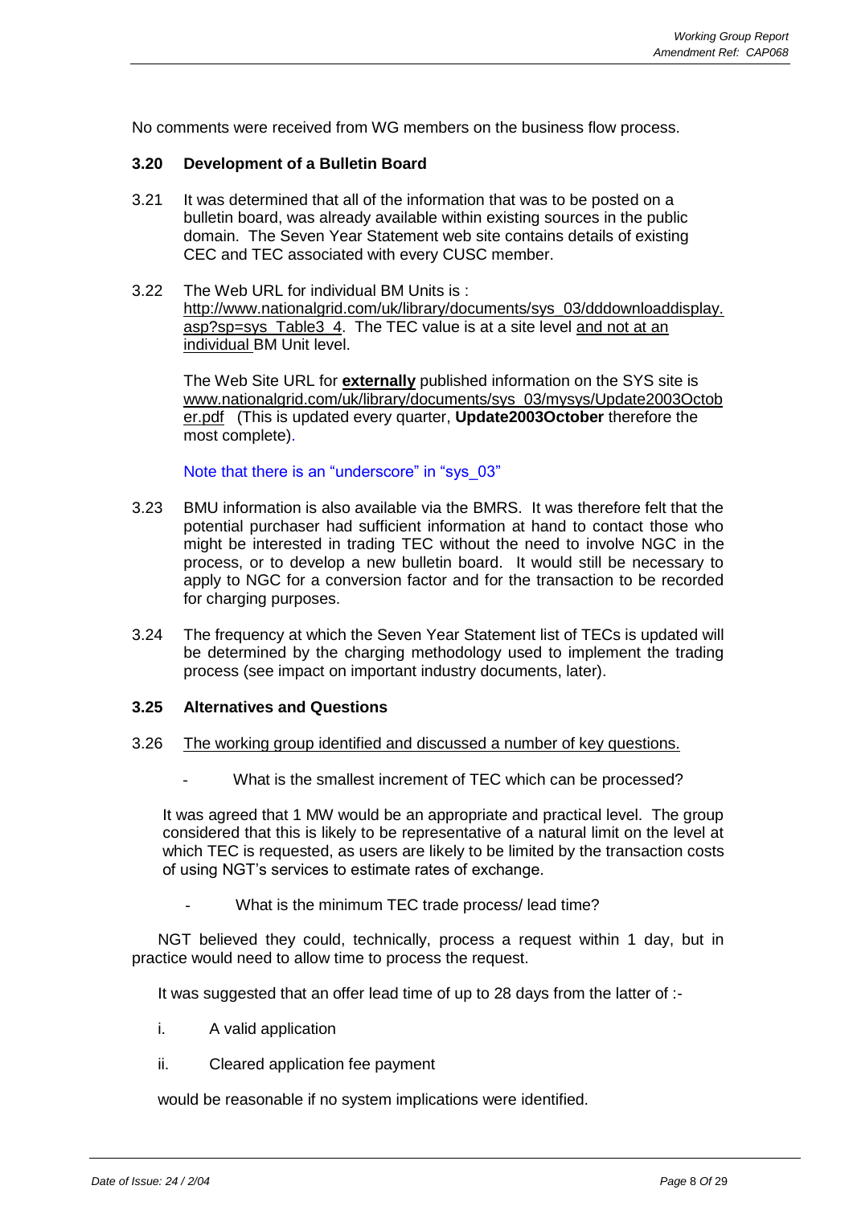No comments were received from WG members on the business flow process.

**3.20 Development of a Bulletin Board**

3.21 It was determined that all of the information that was to be posted on a bulletin board, was already available within existing sources in the public domain. The Seven Year Statement web site contains details of existing CEC and TEC associated with every CUSC member.

3.22 The Web URL for individual BM Units is : http://www.nationalgrid.com/uk/library/documents/sys_03/dddownloaddisplay.asp?sp=sys_Table3_4. The TEC value is at a site level and not at an individual BM Unit level.

The Web Site URL for **externally** published information on the SYS site is www.nationalgrid.com/uk/library/documents/sys_03/mysys/Update2003October.pdf (This is updated every quarter, **Update2003October** therefore the most complete).

Note that there is an "underscore" in "sys_03"

3.23 BMU information is also available via the BMRS. It was therefore felt that the potential purchaser had sufficient information at hand to contact those who might be interested in trading TEC without the need to involve NGC in the process, or to develop a new bulletin board. It would still be necessary to apply to NGC for a conversion factor and for the transaction to be recorded for charging purposes.

3.24 The frequency at which the Seven Year Statement list of TECs is updated will be determined by the charging methodology used to implement the trading process (see impact on important industry documents, later).

**3.25 Alternatives and Questions**

3.26 The working group identified and discussed a number of key questions.

- What is the smallest increment of TEC which can be processed?

It was agreed that 1 MW would be an appropriate and practical level. The group considered that this is likely to be representative of a natural limit on the level at which TEC is requested, as users are likely to be limited by the transaction costs of using NGT's services to estimate rates of exchange.

- What is the minimum TEC trade process/ lead time?

NGT believed they could, technically, process a request within 1 day, but in practice would need to allow time to process the request.

It was suggested that an offer lead time of up to 28 days from the latter of :-

i. A valid application

ii. Cleared application fee payment

would be reasonable if no system implications were identified.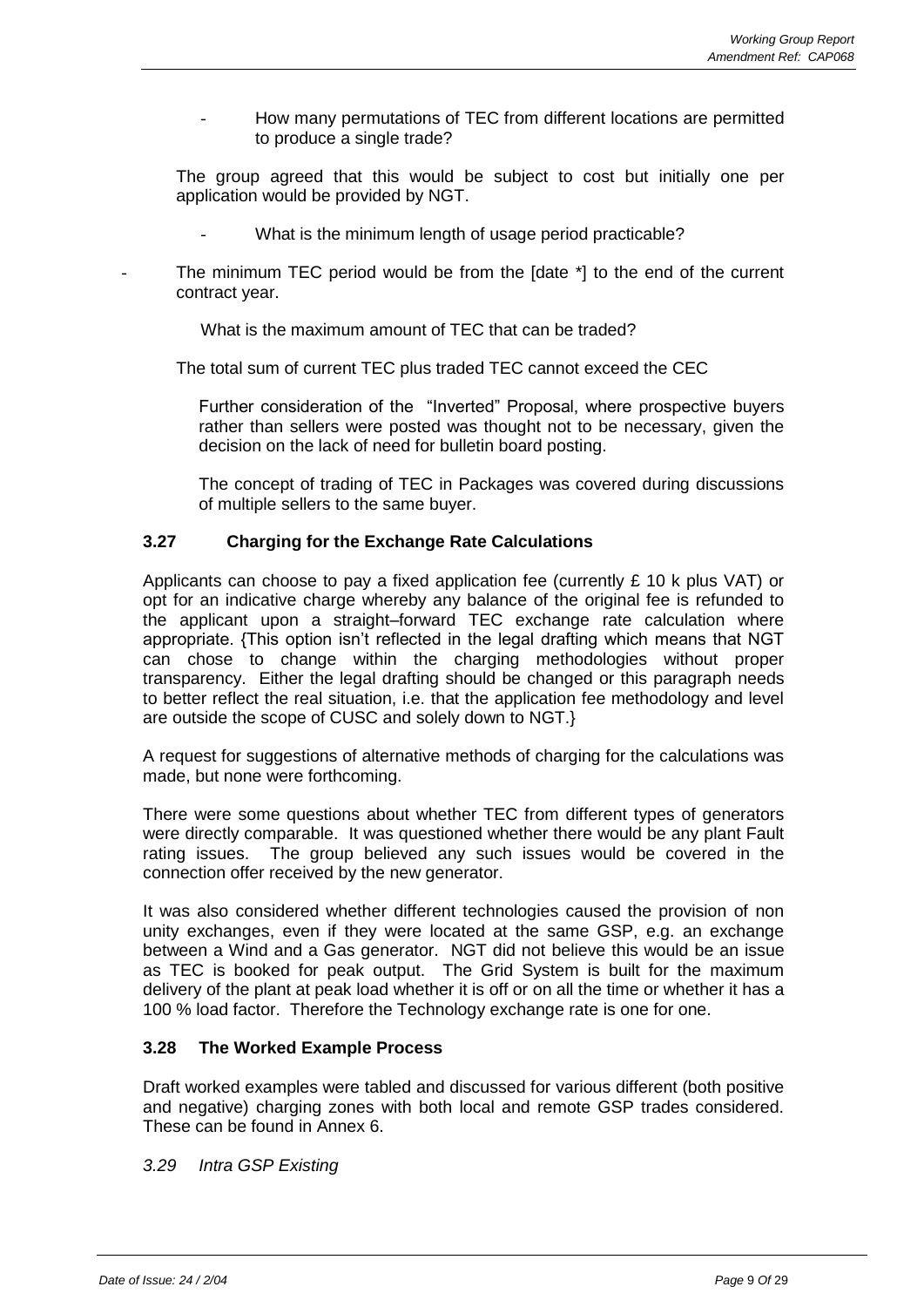- How many permutations of TEC from different locations are permitted to produce a single trade?

The group agreed that this would be subject to cost but initially one per application would be provided by NGT.

- What is the minimum length of usage period practicable?

- The minimum TEC period would be from the [date *] to the end of the current contract year.

What is the maximum amount of TEC that can be traded?

The total sum of current TEC plus traded TEC cannot exceed the CEC

Further consideration of the "Inverted" Proposal, where prospective buyers rather than sellers were posted was thought not to be necessary, given the decision on the lack of need for bulletin board posting.

The concept of trading of TEC in Packages was covered during discussions of multiple sellers to the same buyer.

### 3.27 Charging for the Exchange Rate Calculations

Applicants can choose to pay a fixed application fee (currently £ 10 k plus VAT) or opt for an indicative charge whereby any balance of the original fee is refunded to the applicant upon a straight–forward TEC exchange rate calculation where appropriate. {This option isn't reflected in the legal drafting which means that NGT can chose to change within the charging methodologies without proper transparency. Either the legal drafting should be changed or this paragraph needs to better reflect the real situation, i.e. that the application fee methodology and level are outside the scope of CUSC and solely down to NGT.}

A request for suggestions of alternative methods of charging for the calculations was made, but none were forthcoming.

There were some questions about whether TEC from different types of generators were directly comparable. It was questioned whether there would be any plant Fault rating issues. The group believed any such issues would be covered in the connection offer received by the new generator.

It was also considered whether different technologies caused the provision of non unity exchanges, even if they were located at the same GSP, e.g. an exchange between a Wind and a Gas generator. NGT did not believe this would be an issue as TEC is booked for peak output. The Grid System is built for the maximum delivery of the plant at peak load whether it is off or on all the time or whether it has a 100 % load factor. Therefore the Technology exchange rate is one for one.

### 3.28 The Worked Example Process

Draft worked examples were tabled and discussed for various different (both positive and negative) charging zones with both local and remote GSP trades considered. These can be found in Annex 6.

*3.29 Intra GSP Existing*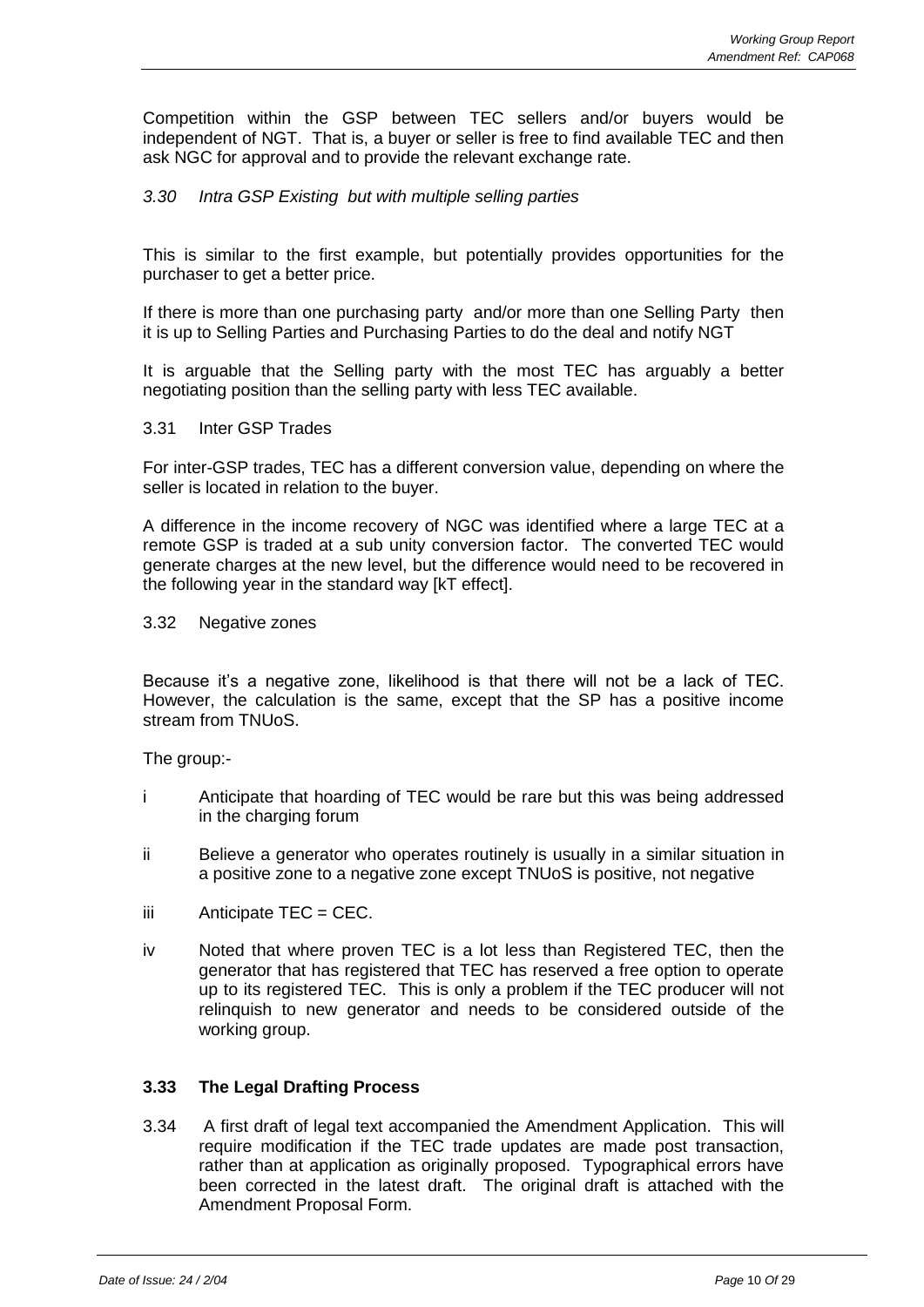Competition within the GSP between TEC sellers and/or buyers would be independent of NGT. That is, a buyer or seller is free to find available TEC and then ask NGC for approval and to provide the relevant exchange rate.

*3.30 Intra GSP Existing but with multiple selling parties*

This is similar to the first example, but potentially provides opportunities for the purchaser to get a better price.

If there is more than one purchasing party and/or more than one Selling Party then it is up to Selling Parties and Purchasing Parties to do the deal and notify NGT

It is arguable that the Selling party with the most TEC has arguably a better negotiating position than the selling party with less TEC available.

3.31 Inter GSP Trades

For inter-GSP trades, TEC has a different conversion value, depending on where the seller is located in relation to the buyer.

A difference in the income recovery of NGC was identified where a large TEC at a remote GSP is traded at a sub unity conversion factor. The converted TEC would generate charges at the new level, but the difference would need to be recovered in the following year in the standard way [kT effect].

3.32 Negative zones

Because it's a negative zone, likelihood is that there will not be a lack of TEC. However, the calculation is the same, except that the SP has a positive income stream from TNUoS.

The group:-

i Anticipate that hoarding of TEC would be rare but this was being addressed in the charging forum

ii Believe a generator who operates routinely is usually in a similar situation in a positive zone to a negative zone except TNUoS is positive, not negative

iii Anticipate TEC = CEC.

iv Noted that where proven TEC is a lot less than Registered TEC, then the generator that has registered that TEC has reserved a free option to operate up to its registered TEC. This is only a problem if the TEC producer will not relinquish to new generator and needs to be considered outside of the working group.

### 3.33 The Legal Drafting Process

3.34 A first draft of legal text accompanied the Amendment Application. This will require modification if the TEC trade updates are made post transaction, rather than at application as originally proposed. Typographical errors have been corrected in the latest draft. The original draft is attached with the Amendment Proposal Form.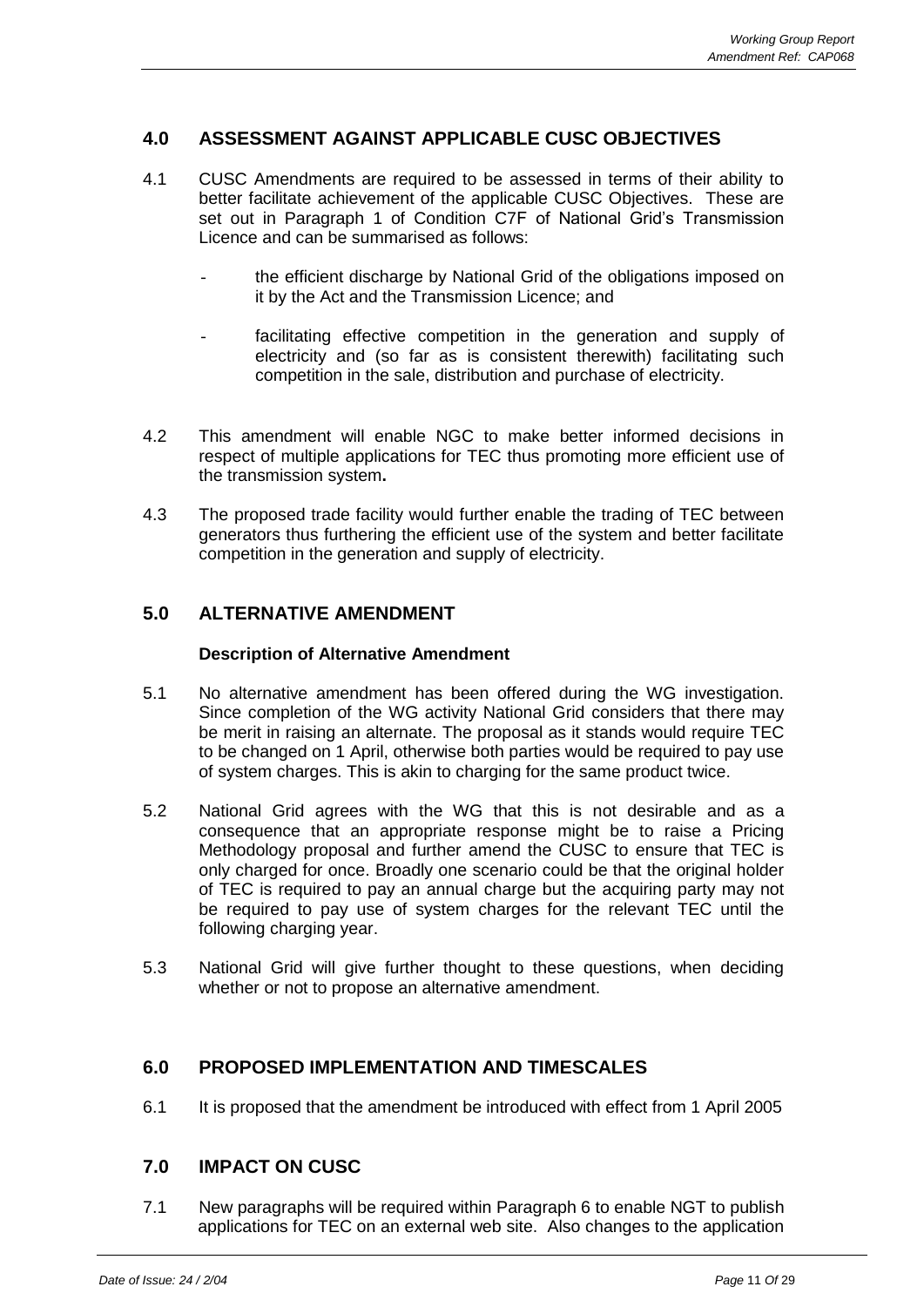## 4.0 ASSESSMENT AGAINST APPLICABLE CUSC OBJECTIVES

4.1 CUSC Amendments are required to be assessed in terms of their ability to better facilitate achievement of the applicable CUSC Objectives. These are set out in Paragraph 1 of Condition C7F of National Grid's Transmission Licence and can be summarised as follows:

- the efficient discharge by National Grid of the obligations imposed on it by the Act and the Transmission Licence; and
- facilitating effective competition in the generation and supply of electricity and (so far as is consistent therewith) facilitating such competition in the sale, distribution and purchase of electricity.

4.2 This amendment will enable NGC to make better informed decisions in respect of multiple applications for TEC thus promoting more efficient use of the transmission system**.**

4.3 The proposed trade facility would further enable the trading of TEC between generators thus furthering the efficient use of the system and better facilitate competition in the generation and supply of electricity.

## 5.0 ALTERNATIVE AMENDMENT

**Description of Alternative Amendment**

5.1 No alternative amendment has been offered during the WG investigation. Since completion of the WG activity National Grid considers that there may be merit in raising an alternate. The proposal as it stands would require TEC to be changed on 1 April, otherwise both parties would be required to pay use of system charges. This is akin to charging for the same product twice.

5.2 National Grid agrees with the WG that this is not desirable and as a consequence that an appropriate response might be to raise a Pricing Methodology proposal and further amend the CUSC to ensure that TEC is only charged for once. Broadly one scenario could be that the original holder of TEC is required to pay an annual charge but the acquiring party may not be required to pay use of system charges for the relevant TEC until the following charging year.

5.3 National Grid will give further thought to these questions, when deciding whether or not to propose an alternative amendment.

## 6.0 PROPOSED IMPLEMENTATION AND TIMESCALES

6.1 It is proposed that the amendment be introduced with effect from 1 April 2005

## 7.0 IMPACT ON CUSC

7.1 New paragraphs will be required within Paragraph 6 to enable NGT to publish applications for TEC on an external web site. Also changes to the application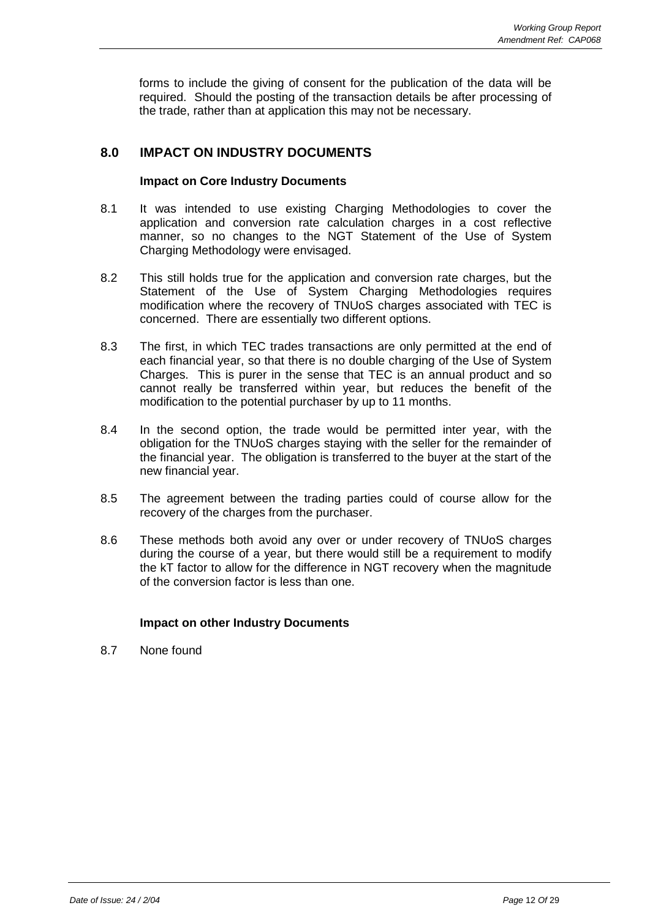forms to include the giving of consent for the publication of the data will be required. Should the posting of the transaction details be after processing of the trade, rather than at application this may not be necessary.

## 8.0 IMPACT ON INDUSTRY DOCUMENTS

**Impact on Core Industry Documents**

8.1 It was intended to use existing Charging Methodologies to cover the application and conversion rate calculation charges in a cost reflective manner, so no changes to the NGT Statement of the Use of System Charging Methodology were envisaged.

8.2 This still holds true for the application and conversion rate charges, but the Statement of the Use of System Charging Methodologies requires modification where the recovery of TNUoS charges associated with TEC is concerned. There are essentially two different options.

8.3 The first, in which TEC trades transactions are only permitted at the end of each financial year, so that there is no double charging of the Use of System Charges. This is purer in the sense that TEC is an annual product and so cannot really be transferred within year, but reduces the benefit of the modification to the potential purchaser by up to 11 months.

8.4 In the second option, the trade would be permitted inter year, with the obligation for the TNUoS charges staying with the seller for the remainder of the financial year. The obligation is transferred to the buyer at the start of the new financial year.

8.5 The agreement between the trading parties could of course allow for the recovery of the charges from the purchaser.

8.6 These methods both avoid any over or under recovery of TNUoS charges during the course of a year, but there would still be a requirement to modify the kT factor to allow for the difference in NGT recovery when the magnitude of the conversion factor is less than one.

**Impact on other Industry Documents**

8.7 None found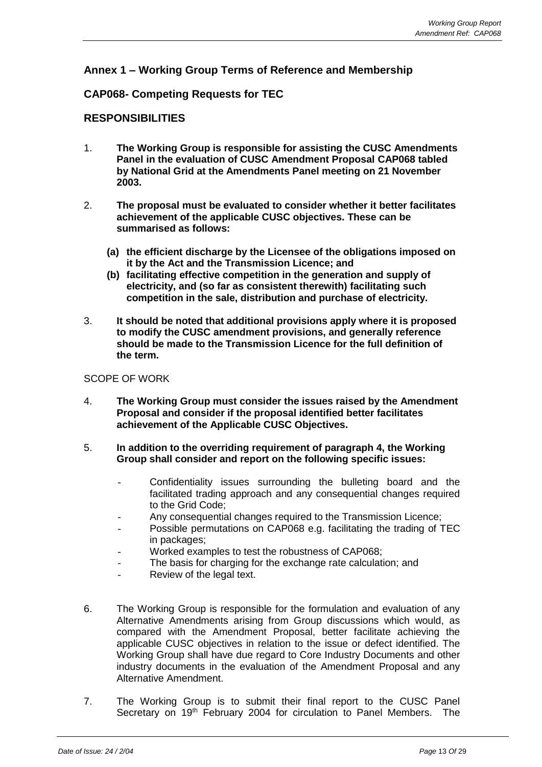## Annex 1 – Working Group Terms of Reference and Membership

## CAP068- Competing Requests for TEC

## RESPONSIBILITIES

1. **The Working Group is responsible for assisting the CUSC Amendments Panel in the evaluation of CUSC Amendment Proposal CAP068 tabled by National Grid at the Amendments Panel meeting on 21 November 2003.**

2. **The proposal must be evaluated to consider whether it better facilitates achievement of the applicable CUSC objectives. These can be summarised as follows:**

   **(a) the efficient discharge by the Licensee of the obligations imposed on it by the Act and the Transmission Licence; and**

   **(b) facilitating effective competition in the generation and supply of electricity, and (so far as consistent therewith) facilitating such competition in the sale, distribution and purchase of electricity.**

3. **It should be noted that additional provisions apply where it is proposed to modify the CUSC amendment provisions, and generally reference should be made to the Transmission Licence for the full definition of the term.**

SCOPE OF WORK

4. **The Working Group must consider the issues raised by the Amendment Proposal and consider if the proposal identified better facilitates achievement of the Applicable CUSC Objectives.**

5. **In addition to the overriding requirement of paragraph 4, the Working Group shall consider and report on the following specific issues:**

   - Confidentiality issues surrounding the bulleting board and the facilitated trading approach and any consequential changes required to the Grid Code;
   - Any consequential changes required to the Transmission Licence;
   - Possible permutations on CAP068 e.g. facilitating the trading of TEC in packages;
   - Worked examples to test the robustness of CAP068;
   - The basis for charging for the exchange rate calculation; and
   - Review of the legal text.

6. The Working Group is responsible for the formulation and evaluation of any Alternative Amendments arising from Group discussions which would, as compared with the Amendment Proposal, better facilitate achieving the applicable CUSC objectives in relation to the issue or defect identified. The Working Group shall have due regard to Core Industry Documents and other industry documents in the evaluation of the Amendment Proposal and any Alternative Amendment.

7. The Working Group is to submit their final report to the CUSC Panel Secretary on 19th February 2004 for circulation to Panel Members. The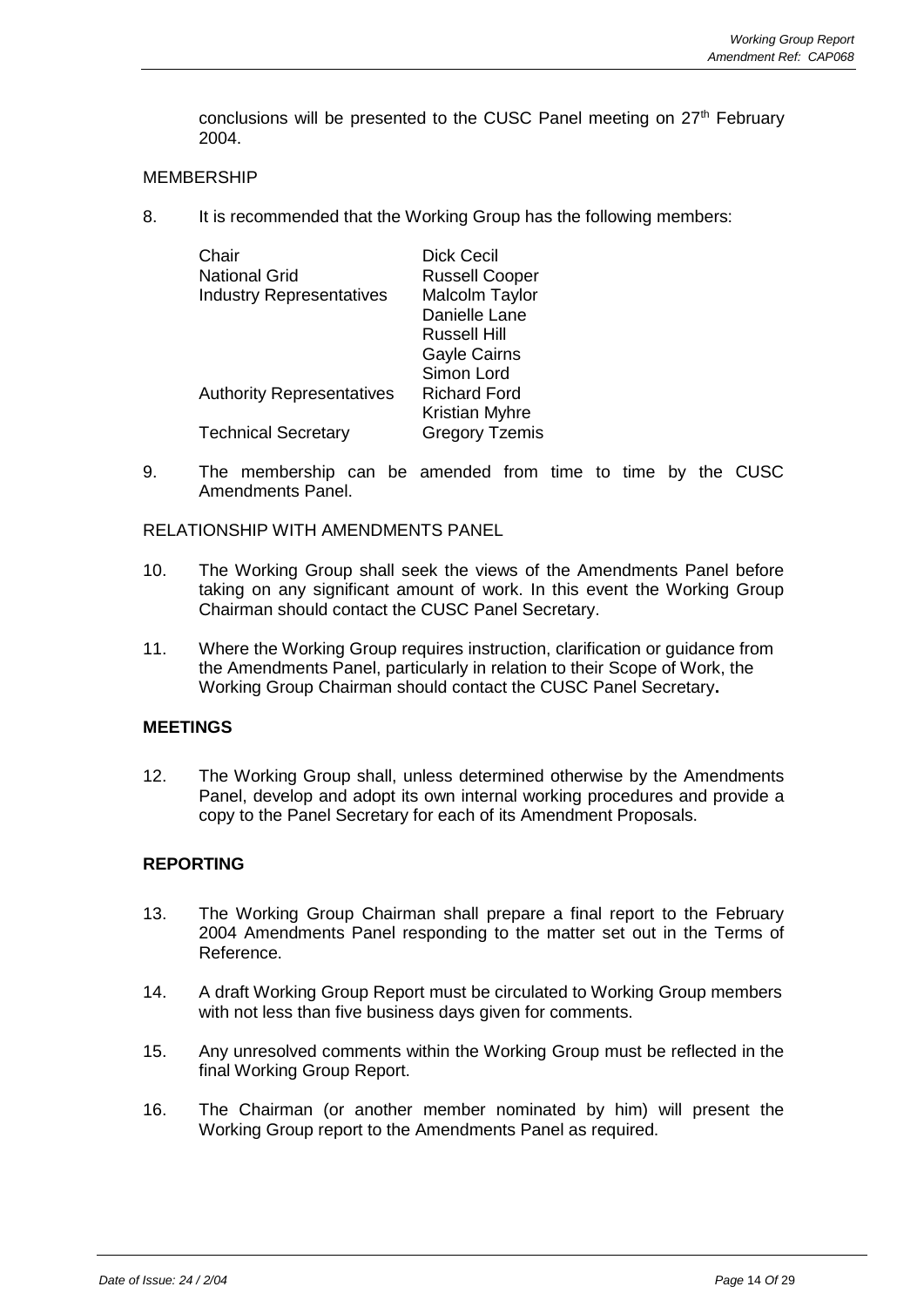conclusions will be presented to the CUSC Panel meeting on 27th February 2004.

MEMBERSHIP

8. It is recommended that the Working Group has the following members:

| | |
|---|---|
| Chair | Dick Cecil |
| National Grid | Russell Cooper |
| Industry Representatives | Malcolm Taylor |
| | Danielle Lane |
| | Russell Hill |
| | Gayle Cairns |
| | Simon Lord |
| Authority Representatives | Richard Ford |
| | Kristian Myhre |
| Technical Secretary | Gregory Tzemis |

9. The membership can be amended from time to time by the CUSC Amendments Panel.

RELATIONSHIP WITH AMENDMENTS PANEL

10. The Working Group shall seek the views of the Amendments Panel before taking on any significant amount of work. In this event the Working Group Chairman should contact the CUSC Panel Secretary.

11. Where the Working Group requires instruction, clarification or guidance from the Amendments Panel, particularly in relation to their Scope of Work, the Working Group Chairman should contact the CUSC Panel Secretary.

**MEETINGS**

12. The Working Group shall, unless determined otherwise by the Amendments Panel, develop and adopt its own internal working procedures and provide a copy to the Panel Secretary for each of its Amendment Proposals.

**REPORTING**

13. The Working Group Chairman shall prepare a final report to the February 2004 Amendments Panel responding to the matter set out in the Terms of Reference.

14. A draft Working Group Report must be circulated to Working Group members with not less than five business days given for comments.

15. Any unresolved comments within the Working Group must be reflected in the final Working Group Report.

16. The Chairman (or another member nominated by him) will present the Working Group report to the Amendments Panel as required.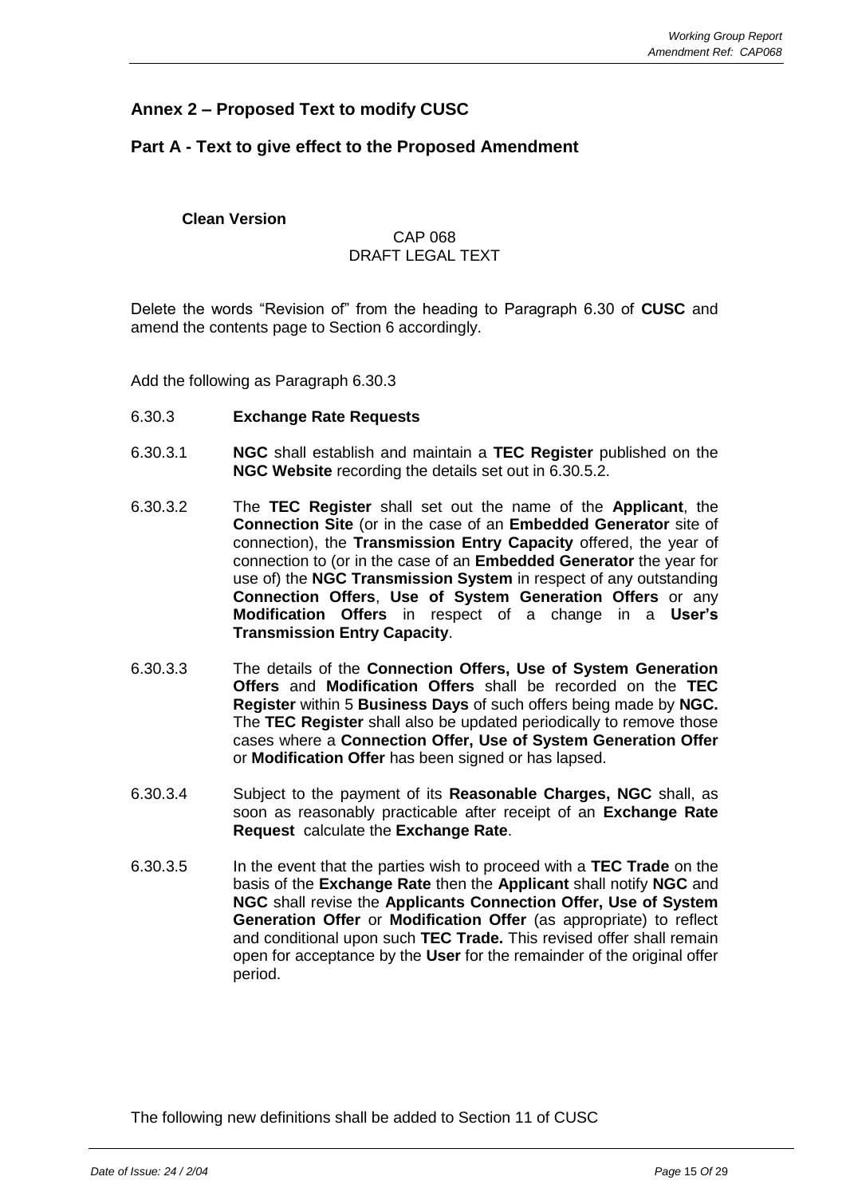## Annex 2 – Proposed Text to modify CUSC

## Part A - Text to give effect to the Proposed Amendment

**Clean Version**

CAP 068
DRAFT LEGAL TEXT

Delete the words "Revision of" from the heading to Paragraph 6.30 of **CUSC** and amend the contents page to Section 6 accordingly.

Add the following as Paragraph 6.30.3

6.30.3 **Exchange Rate Requests**

6.30.3.1 **NGC** shall establish and maintain a **TEC Register** published on the **NGC Website** recording the details set out in 6.30.5.2.

6.30.3.2 The **TEC Register** shall set out the name of the **Applicant**, the **Connection Site** (or in the case of an **Embedded Generator** site of connection), the **Transmission Entry Capacity** offered, the year of connection to (or in the case of an **Embedded Generator** the year for use of) the **NGC Transmission System** in respect of any outstanding **Connection Offers**, **Use of System Generation Offers** or any **Modification Offers** in respect of a change in a **User's Transmission Entry Capacity**.

6.30.3.3 The details of the **Connection Offers, Use of System Generation Offers** and **Modification Offers** shall be recorded on the **TEC Register** within 5 **Business Days** of such offers being made by **NGC.** The **TEC Register** shall also be updated periodically to remove those cases where a **Connection Offer, Use of System Generation Offer** or **Modification Offer** has been signed or has lapsed.

6.30.3.4 Subject to the payment of its **Reasonable Charges, NGC** shall, as soon as reasonably practicable after receipt of an **Exchange Rate Request** calculate the **Exchange Rate**.

6.30.3.5 In the event that the parties wish to proceed with a **TEC Trade** on the basis of the **Exchange Rate** then the **Applicant** shall notify **NGC** and **NGC** shall revise the **Applicants Connection Offer, Use of System Generation Offer** or **Modification Offer** (as appropriate) to reflect and conditional upon such **TEC Trade.** This revised offer shall remain open for acceptance by the **User** for the remainder of the original offer period.

The following new definitions shall be added to Section 11 of CUSC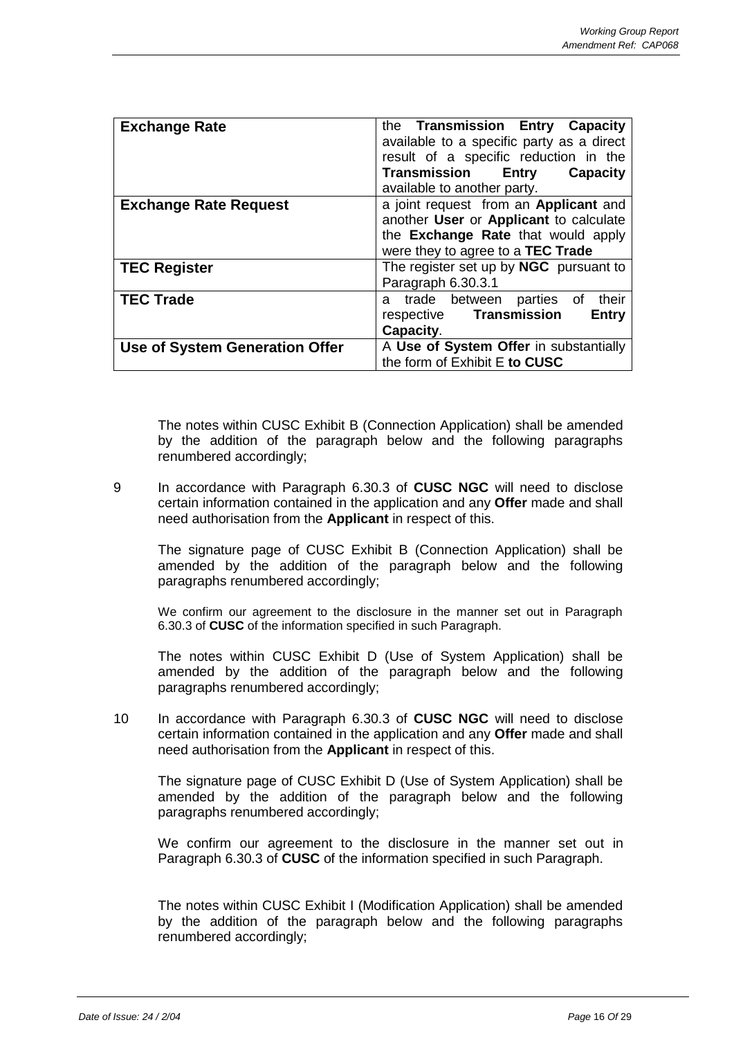| | |
|---|---|
| **Exchange Rate** | the **Transmission Entry Capacity** available to a specific party as a direct result of a specific reduction in the **Transmission Entry Capacity** available to another party. |
| **Exchange Rate Request** | a joint request from an **Applicant** and another **User** or **Applicant** to calculate the **Exchange Rate** that would apply were they to agree to a **TEC Trade** |
| **TEC Register** | The register set up by **NGC** pursuant to Paragraph 6.30.3.1 |
| **TEC Trade** | a trade between parties of their respective **Transmission Entry Capacity**. |
| **Use of System Generation Offer** | A **Use of System Offer** in substantially the form of Exhibit E **to CUSC** |

The notes within CUSC Exhibit B (Connection Application) shall be amended by the addition of the paragraph below and the following paragraphs renumbered accordingly;

9 In accordance with Paragraph 6.30.3 of **CUSC NGC** will need to disclose certain information contained in the application and any **Offer** made and shall need authorisation from the **Applicant** in respect of this.

The signature page of CUSC Exhibit B (Connection Application) shall be amended by the addition of the paragraph below and the following paragraphs renumbered accordingly;

We confirm our agreement to the disclosure in the manner set out in Paragraph 6.30.3 of **CUSC** of the information specified in such Paragraph.

The notes within CUSC Exhibit D (Use of System Application) shall be amended by the addition of the paragraph below and the following paragraphs renumbered accordingly;

10 In accordance with Paragraph 6.30.3 of **CUSC NGC** will need to disclose certain information contained in the application and any **Offer** made and shall need authorisation from the **Applicant** in respect of this.

The signature page of CUSC Exhibit D (Use of System Application) shall be amended by the addition of the paragraph below and the following paragraphs renumbered accordingly;

We confirm our agreement to the disclosure in the manner set out in Paragraph 6.30.3 of **CUSC** of the information specified in such Paragraph.

The notes within CUSC Exhibit I (Modification Application) shall be amended by the addition of the paragraph below and the following paragraphs renumbered accordingly;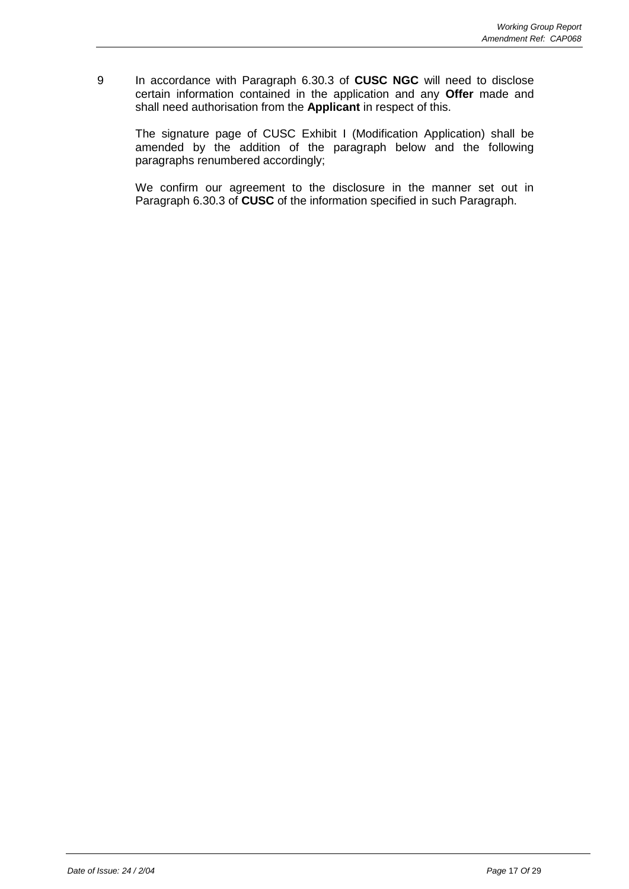9 In accordance with Paragraph 6.30.3 of **CUSC NGC** will need to disclose certain information contained in the application and any **Offer** made and shall need authorisation from the **Applicant** in respect of this.

The signature page of CUSC Exhibit I (Modification Application) shall be amended by the addition of the paragraph below and the following paragraphs renumbered accordingly;

We confirm our agreement to the disclosure in the manner set out in Paragraph 6.30.3 of **CUSC** of the information specified in such Paragraph.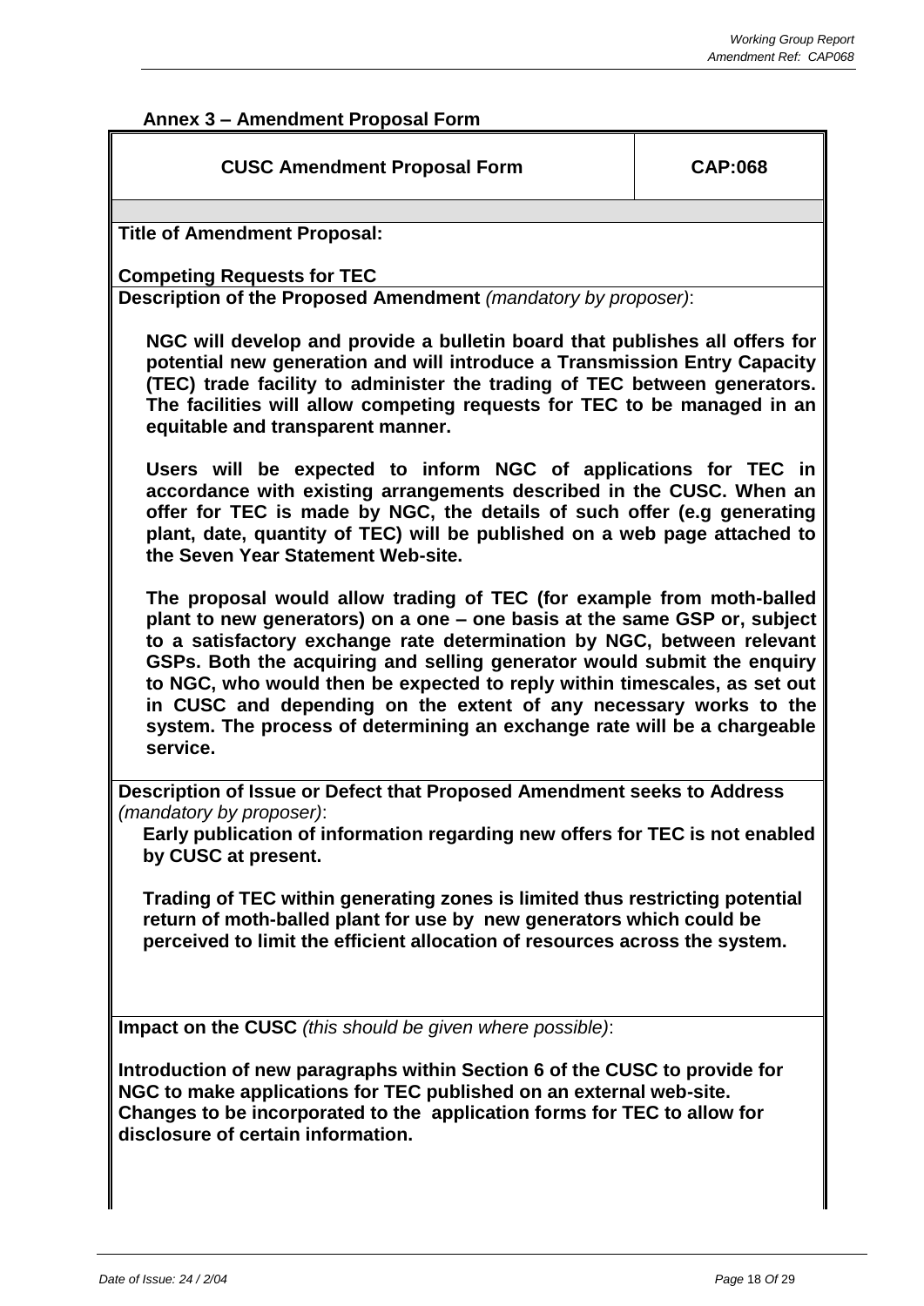## Annex 3 – Amendment Proposal Form

| **CUSC Amendment Proposal Form** | **CAP:068** |
|---|---|

**Title of Amendment Proposal:**

**Competing Requests for TEC**

**Description of the Proposed Amendment** *(mandatory by proposer)*:

**NGC will develop and provide a bulletin board that publishes all offers for potential new generation and will introduce a Transmission Entry Capacity (TEC) trade facility to administer the trading of TEC between generators. The facilities will allow competing requests for TEC to be managed in an equitable and transparent manner.**

**Users will be expected to inform NGC of applications for TEC in accordance with existing arrangements described in the CUSC. When an offer for TEC is made by NGC, the details of such offer (e.g generating plant, date, quantity of TEC) will be published on a web page attached to the Seven Year Statement Web-site.**

**The proposal would allow trading of TEC (for example from moth-balled plant to new generators) on a one – one basis at the same GSP or, subject to a satisfactory exchange rate determination by NGC, between relevant GSPs. Both the acquiring and selling generator would submit the enquiry to NGC, who would then be expected to reply within timescales, as set out in CUSC and depending on the extent of any necessary works to the system. The process of determining an exchange rate will be a chargeable service.**

**Description of Issue or Defect that Proposed Amendment seeks to Address** *(mandatory by proposer)*:

**Early publication of information regarding new offers for TEC is not enabled by CUSC at present.**

**Trading of TEC within generating zones is limited thus restricting potential return of moth-balled plant for use by new generators which could be perceived to limit the efficient allocation of resources across the system.**

**Impact on the CUSC** *(this should be given where possible)*:

**Introduction of new paragraphs within Section 6 of the CUSC to provide for NGC to make applications for TEC published on an external web-site. Changes to be incorporated to the application forms for TEC to allow for disclosure of certain information.**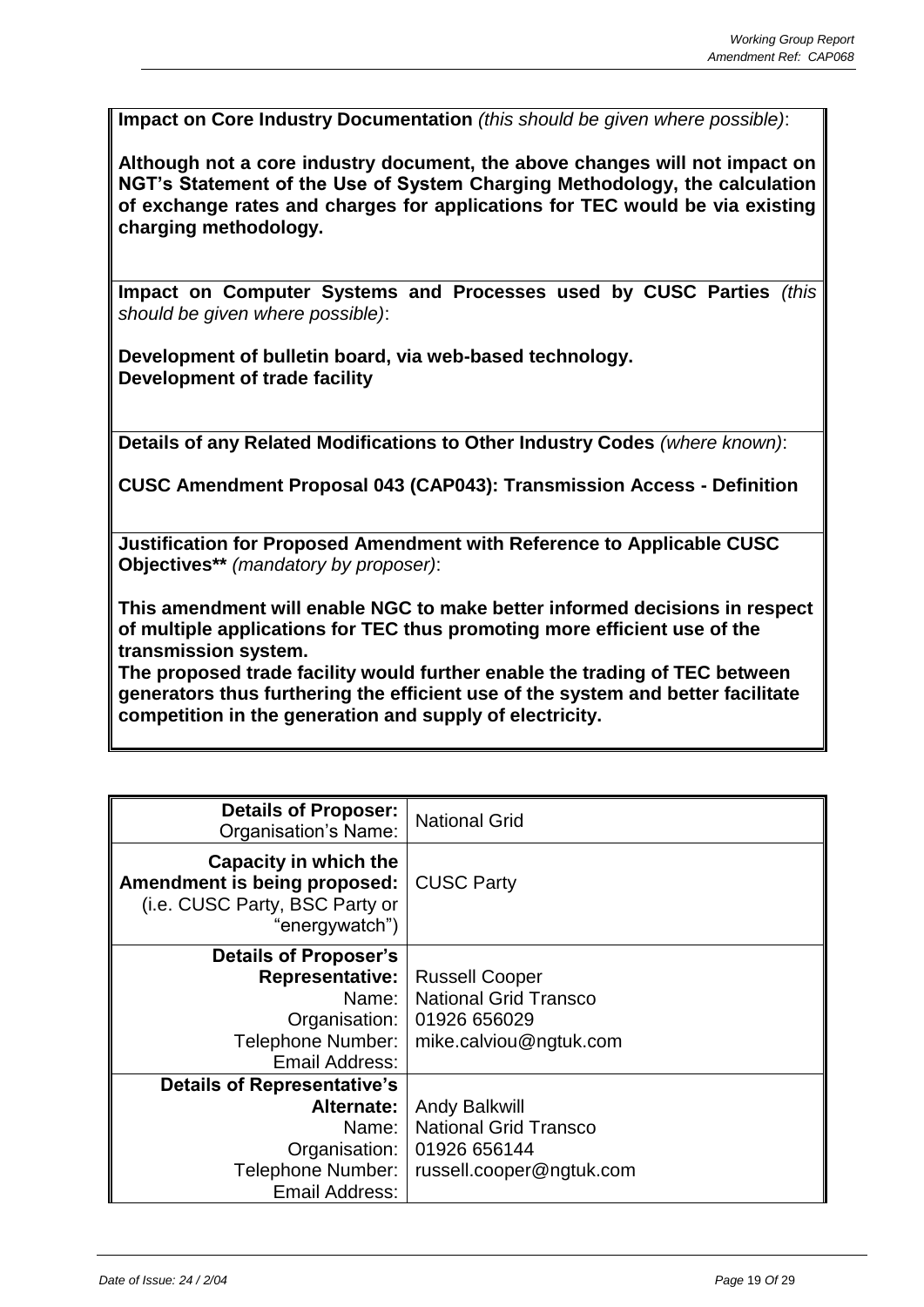**Impact on Core Industry Documentation** *(this should be given where possible)*:

**Although not a core industry document, the above changes will not impact on NGT's Statement of the Use of System Charging Methodology, the calculation of exchange rates and charges for applications for TEC would be via existing charging methodology.**

**Impact on Computer Systems and Processes used by CUSC Parties** *(this should be given where possible)*:

**Development of bulletin board, via web-based technology.**
**Development of trade facility**

**Details of any Related Modifications to Other Industry Codes** *(where known)*:

**CUSC Amendment Proposal 043 (CAP043): Transmission Access - Definition**

**Justification for Proposed Amendment with Reference to Applicable CUSC Objectives**** *(mandatory by proposer)*:

**This amendment will enable NGC to make better informed decisions in respect of multiple applications for TEC thus promoting more efficient use of the transmission system.**
**The proposed trade facility would further enable the trading of TEC between generators thus furthering the efficient use of the system and better facilitate competition in the generation and supply of electricity.**

| | |
|---|---|
| **Details of Proposer:** Organisation's Name: | National Grid |
| **Capacity in which the Amendment is being proposed:** (i.e. CUSC Party, BSC Party or "energywatch") | CUSC Party |
| **Details of Proposer's Representative:** Name: Organisation: Telephone Number: Email Address: | Russell Cooper National Grid Transco 01926 656029 mike.calviou@ngtuk.com |
| **Details of Representative's Alternate:** Name: Organisation: Telephone Number: Email Address: | Andy Balkwill National Grid Transco 01926 656144 russell.cooper@ngtuk.com |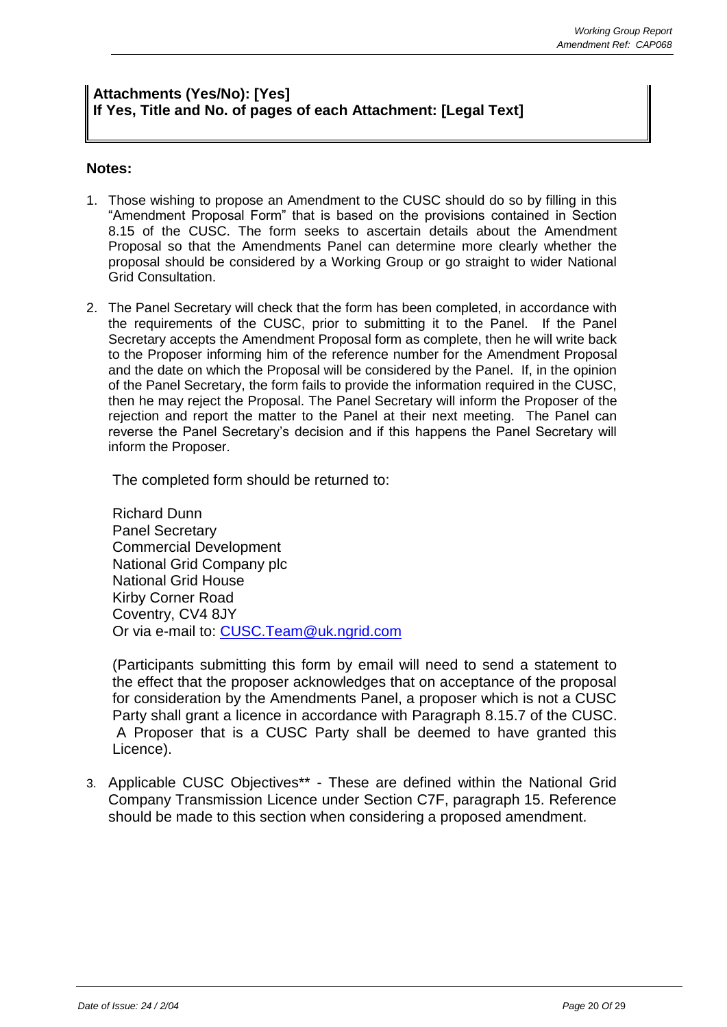**Attachments (Yes/No): [Yes]**
**If Yes, Title and No. of pages of each Attachment: [Legal Text]**

**Notes:**

1. Those wishing to propose an Amendment to the CUSC should do so by filling in this "Amendment Proposal Form" that is based on the provisions contained in Section 8.15 of the CUSC. The form seeks to ascertain details about the Amendment Proposal so that the Amendments Panel can determine more clearly whether the proposal should be considered by a Working Group or go straight to wider National Grid Consultation.

2. The Panel Secretary will check that the form has been completed, in accordance with the requirements of the CUSC, prior to submitting it to the Panel. If the Panel Secretary accepts the Amendment Proposal form as complete, then he will write back to the Proposer informing him of the reference number for the Amendment Proposal and the date on which the Proposal will be considered by the Panel. If, in the opinion of the Panel Secretary, the form fails to provide the information required in the CUSC, then he may reject the Proposal. The Panel Secretary will inform the Proposer of the rejection and report the matter to the Panel at their next meeting. The Panel can reverse the Panel Secretary's decision and if this happens the Panel Secretary will inform the Proposer.

   The completed form should be returned to:

   Richard Dunn
   Panel Secretary
   Commercial Development
   National Grid Company plc
   National Grid House
   Kirby Corner Road
   Coventry, CV4 8JY
   Or via e-mail to: CUSC.Team@uk.ngrid.com

   (Participants submitting this form by email will need to send a statement to the effect that the proposer acknowledges that on acceptance of the proposal for consideration by the Amendments Panel, a proposer which is not a CUSC Party shall grant a licence in accordance with Paragraph 8.15.7 of the CUSC. A Proposer that is a CUSC Party shall be deemed to have granted this Licence).

3. Applicable CUSC Objectives** - These are defined within the National Grid Company Transmission Licence under Section C7F, paragraph 15. Reference should be made to this section when considering a proposed amendment.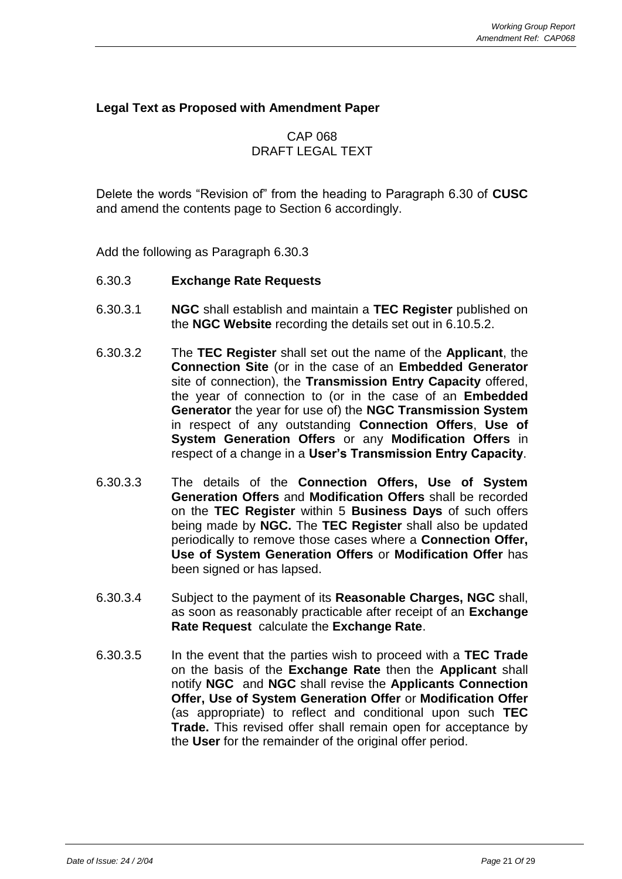**Legal Text as Proposed with Amendment Paper**

CAP 068
DRAFT LEGAL TEXT

Delete the words "Revision of" from the heading to Paragraph 6.30 of **CUSC** and amend the contents page to Section 6 accordingly.

Add the following as Paragraph 6.30.3

6.30.3 **Exchange Rate Requests**

6.30.3.1 **NGC** shall establish and maintain a **TEC Register** published on the **NGC Website** recording the details set out in 6.10.5.2.

6.30.3.2 The **TEC Register** shall set out the name of the **Applicant**, the **Connection Site** (or in the case of an **Embedded Generator** site of connection), the **Transmission Entry Capacity** offered, the year of connection to (or in the case of an **Embedded Generator** the year for use of) the **NGC Transmission System** in respect of any outstanding **Connection Offers**, **Use of System Generation Offers** or any **Modification Offers** in respect of a change in a **User's Transmission Entry Capacity**.

6.30.3.3 The details of the **Connection Offers, Use of System Generation Offers** and **Modification Offers** shall be recorded on the **TEC Register** within 5 **Business Days** of such offers being made by **NGC.** The **TEC Register** shall also be updated periodically to remove those cases where a **Connection Offer, Use of System Generation Offers** or **Modification Offer** has been signed or has lapsed.

6.30.3.4 Subject to the payment of its **Reasonable Charges, NGC** shall, as soon as reasonably practicable after receipt of an **Exchange Rate Request** calculate the **Exchange Rate**.

6.30.3.5 In the event that the parties wish to proceed with a **TEC Trade** on the basis of the **Exchange Rate** then the **Applicant** shall notify **NGC** and **NGC** shall revise the **Applicants Connection Offer, Use of System Generation Offer** or **Modification Offer** (as appropriate) to reflect and conditional upon such **TEC Trade.** This revised offer shall remain open for acceptance by the **User** for the remainder of the original offer period.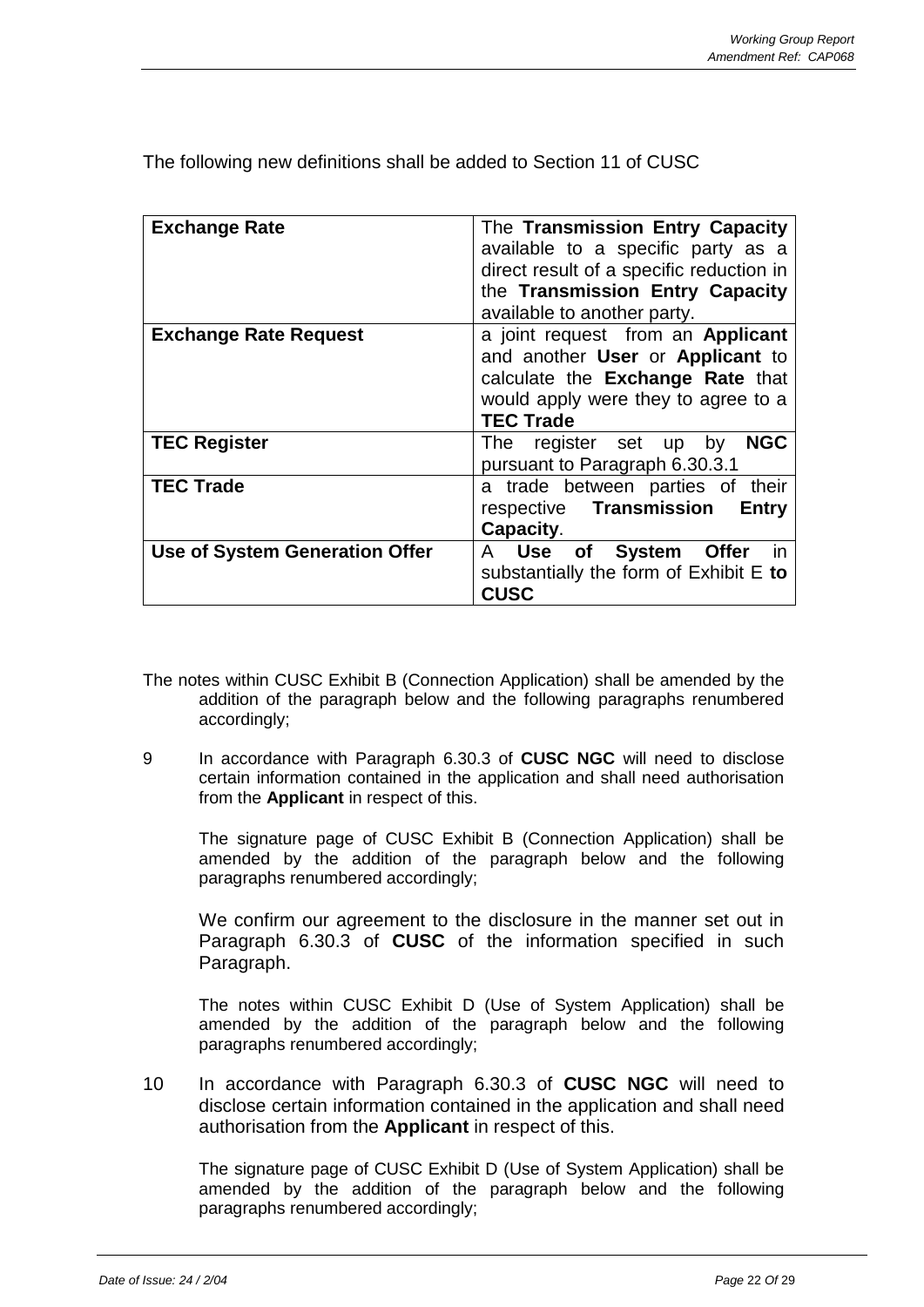The following new definitions shall be added to Section 11 of CUSC

| | |
|---|---|
| **Exchange Rate** | The **Transmission Entry Capacity** available to a specific party as a direct result of a specific reduction in the **Transmission Entry Capacity** available to another party. |
| **Exchange Rate Request** | a joint request from an **Applicant** and another **User** or **Applicant** to calculate the **Exchange Rate** that would apply were they to agree to a **TEC Trade** |
| **TEC Register** | The register set up by **NGC** pursuant to Paragraph 6.30.3.1 |
| **TEC Trade** | a trade between parties of their respective **Transmission Entry Capacity**. |
| **Use of System Generation Offer** | A **Use of System Offer** in substantially the form of Exhibit E **to CUSC** |

The notes within CUSC Exhibit B (Connection Application) shall be amended by the addition of the paragraph below and the following paragraphs renumbered accordingly;

9 In accordance with Paragraph 6.30.3 of **CUSC NGC** will need to disclose certain information contained in the application and shall need authorisation from the **Applicant** in respect of this.

The signature page of CUSC Exhibit B (Connection Application) shall be amended by the addition of the paragraph below and the following paragraphs renumbered accordingly;

We confirm our agreement to the disclosure in the manner set out in Paragraph 6.30.3 of **CUSC** of the information specified in such Paragraph.

The notes within CUSC Exhibit D (Use of System Application) shall be amended by the addition of the paragraph below and the following paragraphs renumbered accordingly;

10 In accordance with Paragraph 6.30.3 of **CUSC NGC** will need to disclose certain information contained in the application and shall need authorisation from the **Applicant** in respect of this.

The signature page of CUSC Exhibit D (Use of System Application) shall be amended by the addition of the paragraph below and the following paragraphs renumbered accordingly;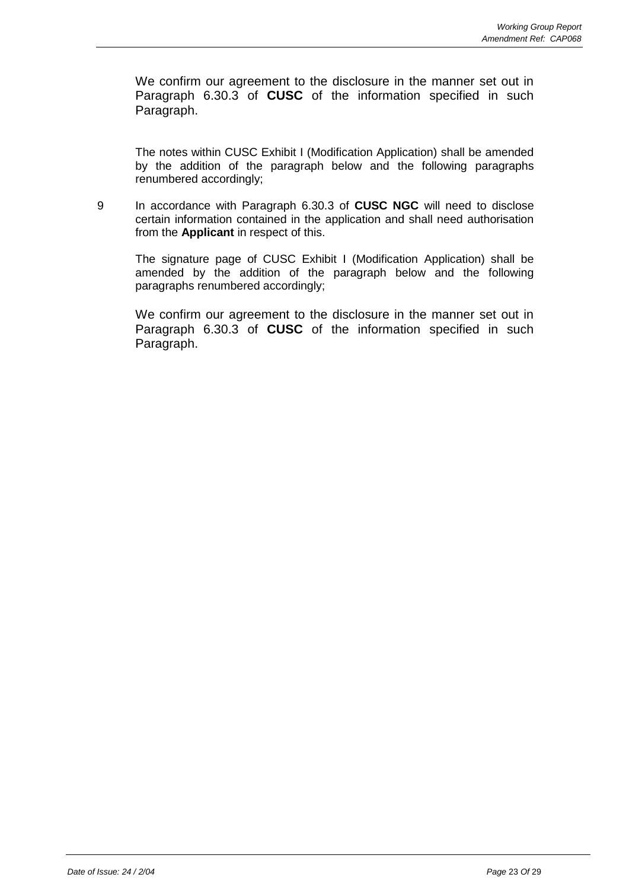We confirm our agreement to the disclosure in the manner set out in Paragraph 6.30.3 of **CUSC** of the information specified in such Paragraph.

The notes within CUSC Exhibit I (Modification Application) shall be amended by the addition of the paragraph below and the following paragraphs renumbered accordingly;

9 In accordance with Paragraph 6.30.3 of **CUSC NGC** will need to disclose certain information contained in the application and shall need authorisation from the **Applicant** in respect of this.

The signature page of CUSC Exhibit I (Modification Application) shall be amended by the addition of the paragraph below and the following paragraphs renumbered accordingly;

We confirm our agreement to the disclosure in the manner set out in Paragraph 6.30.3 of **CUSC** of the information specified in such Paragraph.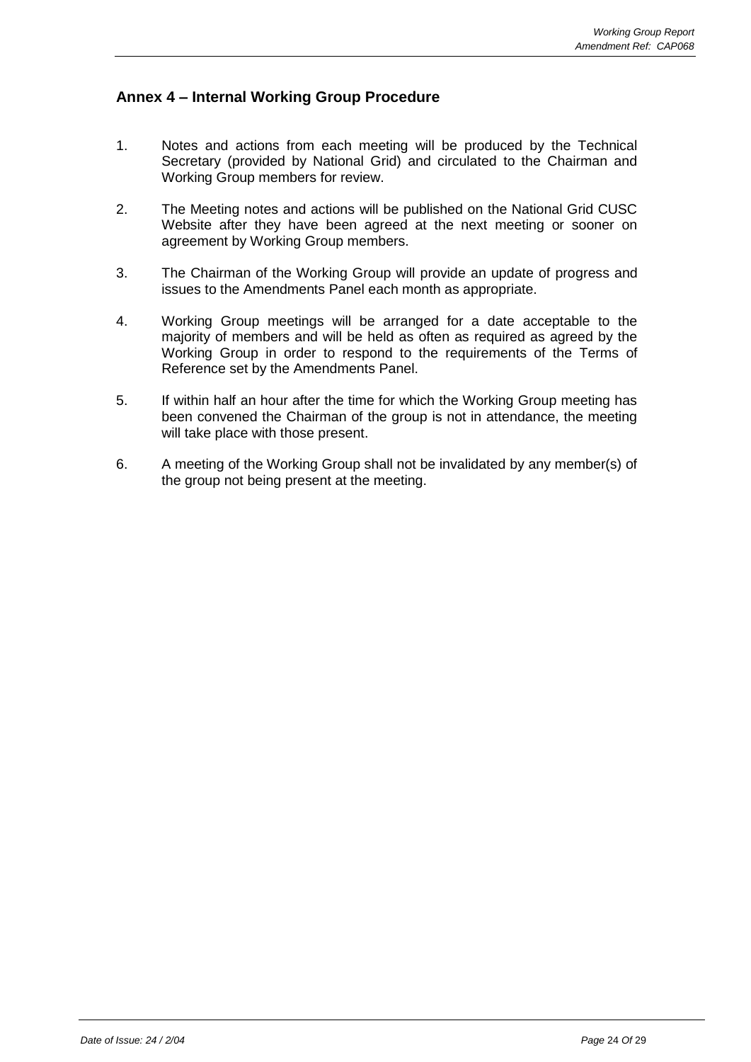## Annex 4 – Internal Working Group Procedure

1. Notes and actions from each meeting will be produced by the Technical Secretary (provided by National Grid) and circulated to the Chairman and Working Group members for review.

2. The Meeting notes and actions will be published on the National Grid CUSC Website after they have been agreed at the next meeting or sooner on agreement by Working Group members.

3. The Chairman of the Working Group will provide an update of progress and issues to the Amendments Panel each month as appropriate.

4. Working Group meetings will be arranged for a date acceptable to the majority of members and will be held as often as required as agreed by the Working Group in order to respond to the requirements of the Terms of Reference set by the Amendments Panel.

5. If within half an hour after the time for which the Working Group meeting has been convened the Chairman of the group is not in attendance, the meeting will take place with those present.

6. A meeting of the Working Group shall not be invalidated by any member(s) of the group not being present at the meeting.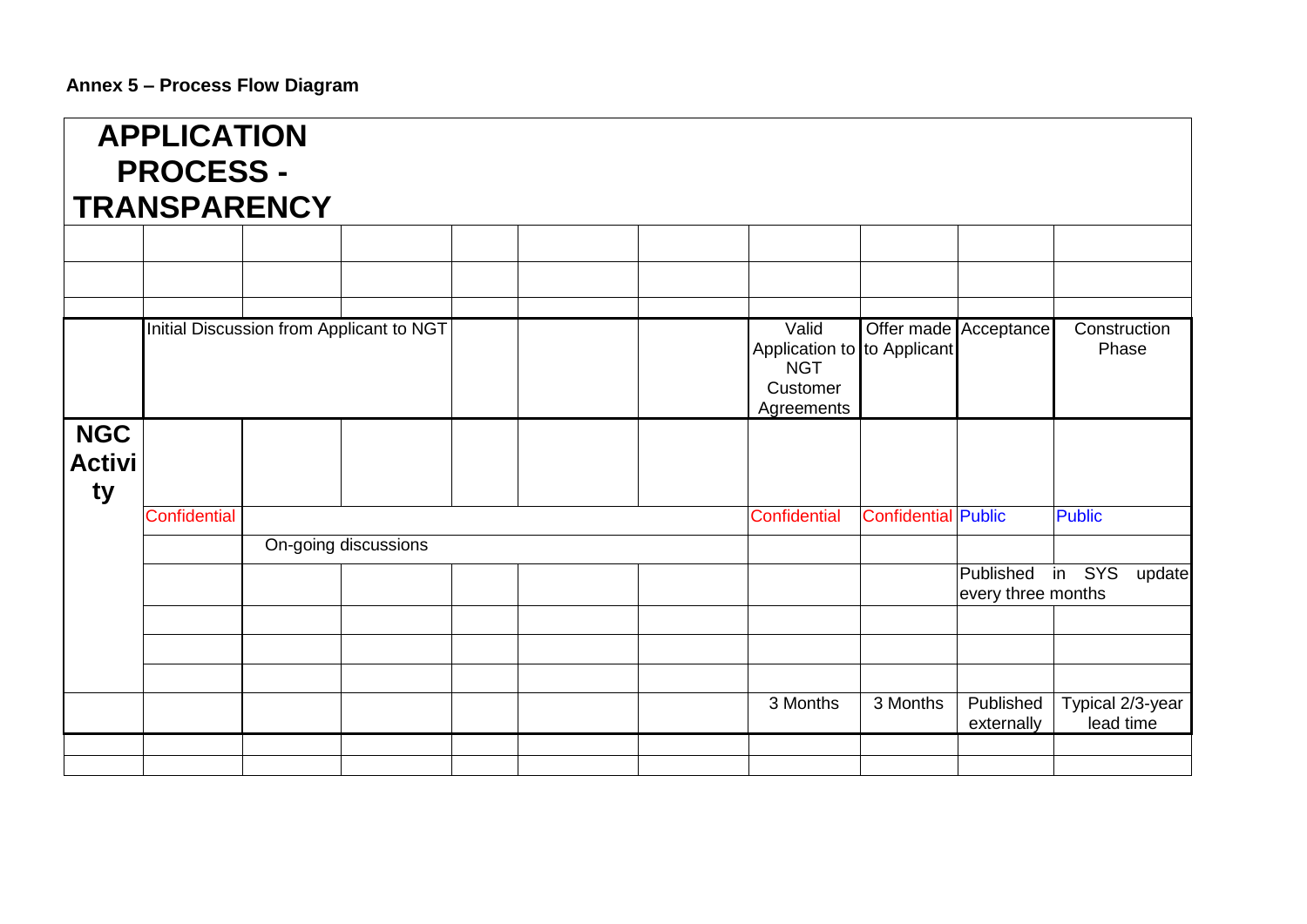**Annex 5 – Process Flow Diagram**

| APPLICATION PROCESS - TRANSPARENCY | | | | | | | | | | |
|---|---|---|---|---|---|---|---|---|---|---|
| | | | | | | | | | | |
| | | | | | | | | | | |
| | | | | | | | | | | |
| | Initial Discussion from Applicant to NGT | | | | | | Valid Application to NGT Customer Agreements | Offer made to Applicant | Acceptance | Construction Phase |
| **NGC Activity** | | | | | | | | | | |
| | Confidential | | | | | | Confidential | Confidential | Public | Public |
| | | On-going discussions | | | | | | | | |
| | | | | | | | | | Published in SYS update every three months | |
| | | | | | | | | | | |
| | | | | | | | | | | |
| | | | | | | | | | | |
| | | | | | | | 3 Months | 3 Months | Published externally | Typical 2/3-year lead time |
| | | | | | | | | | | |
| | | | | | | | | | | |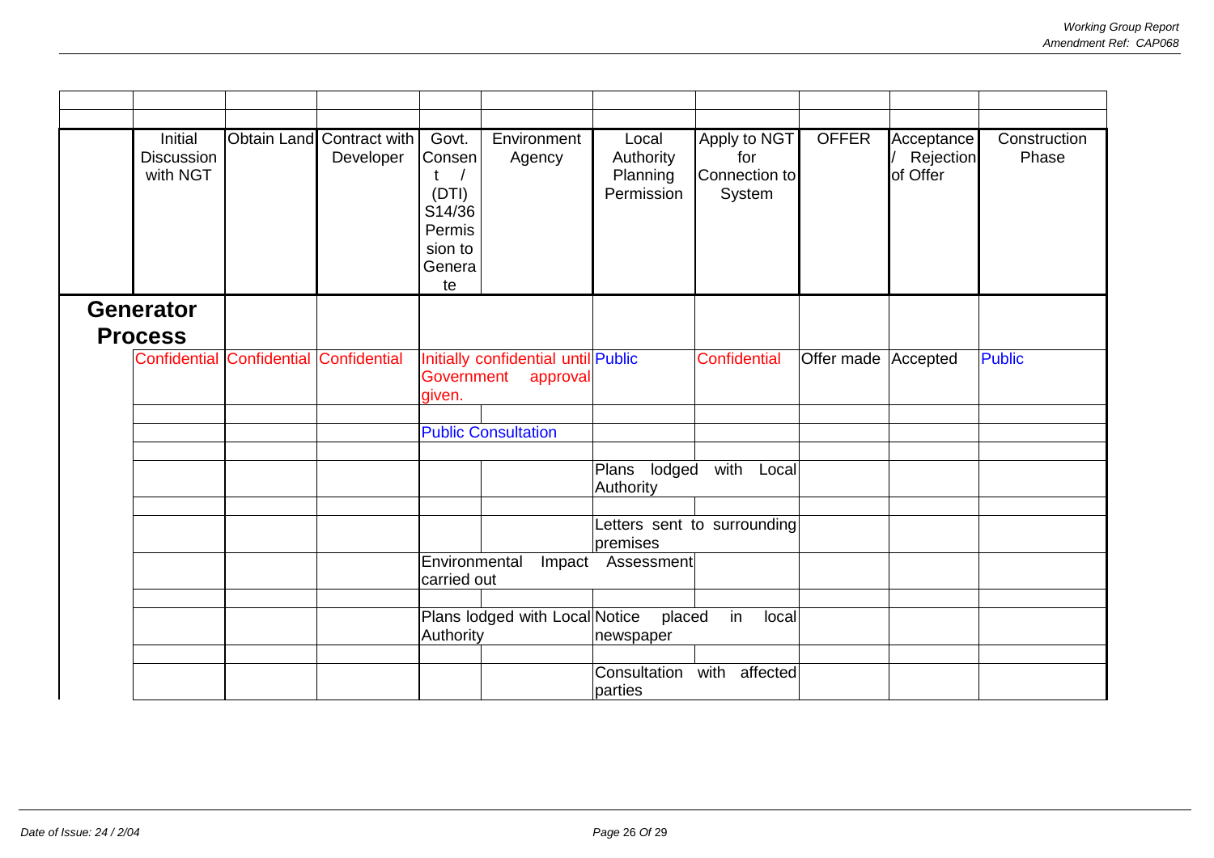| | Initial Discussion with NGT | Obtain Land | Contract with Developer | Govt. Consent / (DTI) S14/36 Permission to Generate | Environment Agency | Local Authority Planning Permission | Apply to NGT for Connection to System | OFFER | Acceptance / Rejection of Offer | Construction Phase |
|---|---|---|---|---|---|---|---|---|---|---|
| **Generator Process** | | | | | | | | | | |
| | Confidential | Confidential | Confidential | Initially confidential until Government approval given. | | Public | Confidential | Offer made | Accepted | Public |
| | | | | | | | | | | |
| | | | | Public Consultation | | | | | | |
| | | | | | | | | | | |
| | | | | | | Plans lodged with Local Authority | | | | |
| | | | | | | | | | | |
| | | | | | | Letters sent to surrounding premises | | | | |
| | | | | Environmental Impact Assessment carried out | | | | | | |
| | | | | | | | | | | |
| | | | | Plans lodged with Local Authority | | Notice placed in local newspaper | | | | |
| | | | | | | | | | | |
| | | | | | | Consultation with affected parties | | | | |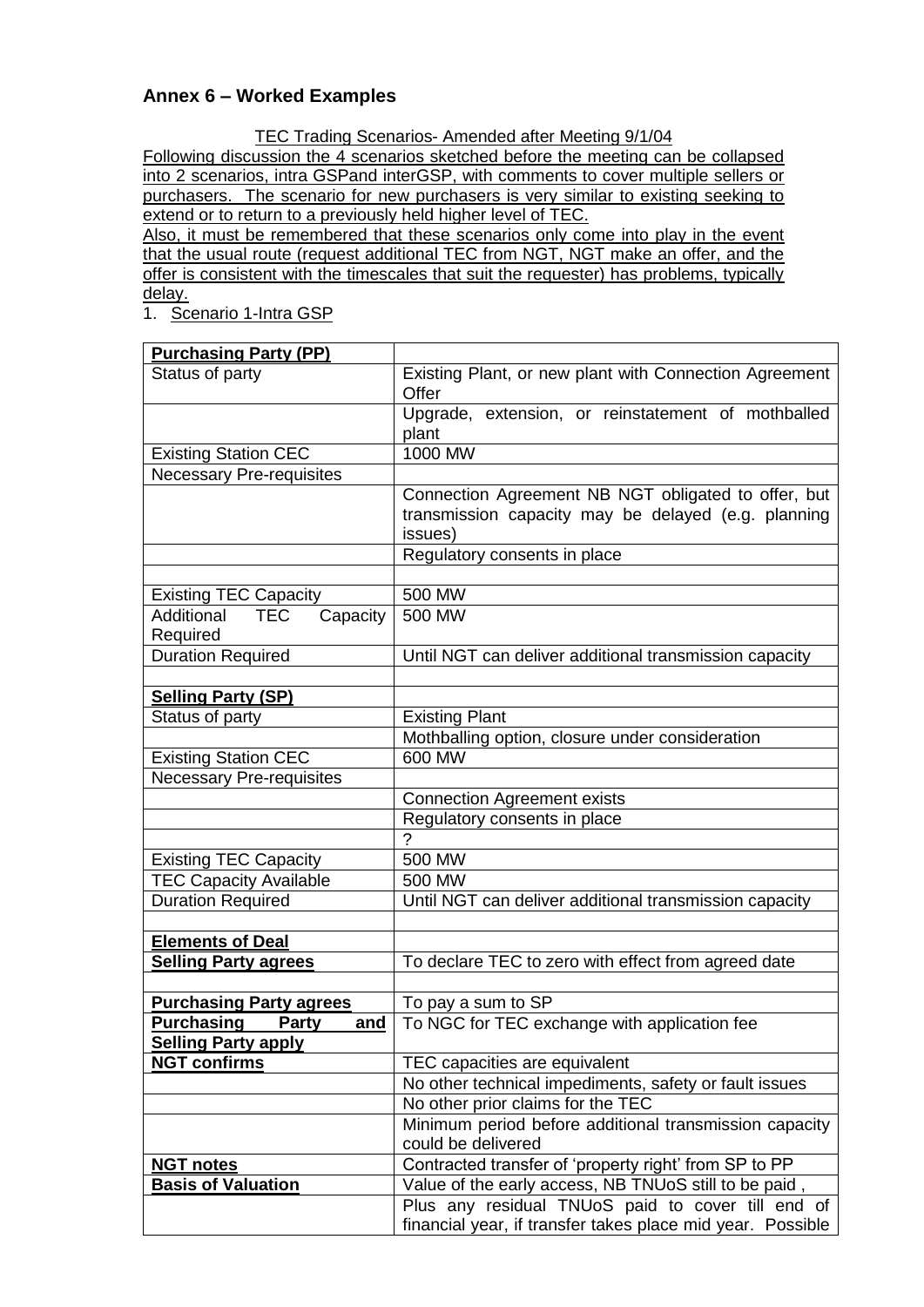## Annex 6 – Worked Examples

<u>TEC Trading Scenarios- Amended after Meeting 9/1/04</u>

<u>Following discussion the 4 scenarios sketched before the meeting can be collapsed into 2 scenarios, intra GSPand interGSP, with comments to cover multiple sellers or purchasers. The scenario for new purchasers is very similar to existing seeking to extend or to return to a previously held higher level of TEC.</u>

<u>Also, it must be remembered that these scenarios only come into play in the event that the usual route (request additional TEC from NGT, NGT make an offer, and the offer is consistent with the timescales that suit the requester) has problems, typically delay.</u>

1. <u>Scenario 1-Intra GSP</u>

| **<u>Purchasing Party (PP)</u>** | |
|---|---|
| Status of party | Existing Plant, or new plant with Connection Agreement Offer |
| | Upgrade, extension, or reinstatement of mothballed plant |
| Existing Station CEC | 1000 MW |
| Necessary Pre-requisites | |
| | Connection Agreement NB NGT obligated to offer, but transmission capacity may be delayed (e.g. planning issues) |
| | Regulatory consents in place |
| | |
| Existing TEC Capacity | 500 MW |
| Additional TEC Capacity Required | 500 MW |
| Duration Required | Until NGT can deliver additional transmission capacity |
| | |
| **<u>Selling Party (SP)</u>** | |
| Status of party | Existing Plant |
| | Mothballing option, closure under consideration |
| Existing Station CEC | 600 MW |
| Necessary Pre-requisites | |
| | Connection Agreement exists |
| | Regulatory consents in place |
| | ? |
| Existing TEC Capacity | 500 MW |
| TEC Capacity Available | 500 MW |
| Duration Required | Until NGT can deliver additional transmission capacity |
| | |
| **<u>Elements of Deal</u>** | |
| **<u>Selling Party agrees</u>** | To declare TEC to zero with effect from agreed date |
| | |
| **<u>Purchasing Party agrees</u>** | To pay a sum to SP |
| **<u>Purchasing Party and Selling Party apply</u>** | To NGC for TEC exchange with application fee |
| **<u>NGT confirms</u>** | TEC capacities are equivalent |
| | No other technical impediments, safety or fault issues |
| | No other prior claims for the TEC |
| | Minimum period before additional transmission capacity could be delivered |
| **<u>NGT notes</u>** | Contracted transfer of 'property right' from SP to PP |
| **<u>Basis of Valuation</u>** | Value of the early access, NB TNUoS still to be paid , |
| | Plus any residual TNUoS paid to cover till end of financial year, if transfer takes place mid year. Possible |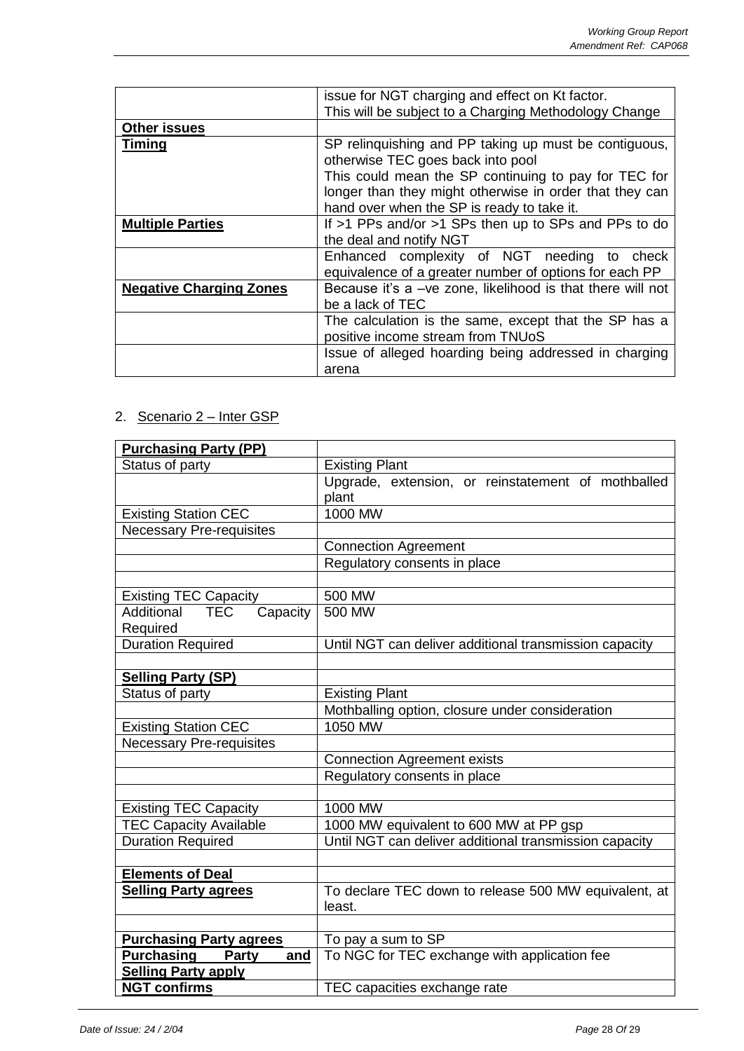| | |
|---|---|
| | issue for NGT charging and effect on Kt factor.<br>This will be subject to a Charging Methodology Change |
| **Other issues** | |
| **Timing** | SP relinquishing and PP taking up must be contiguous, otherwise TEC goes back into pool<br>This could mean the SP continuing to pay for TEC for longer than they might otherwise in order that they can hand over when the SP is ready to take it. |
| **Multiple Parties** | If >1 PPs and/or >1 SPs then up to SPs and PPs to do the deal and notify NGT |
| | Enhanced complexity of NGT needing to check equivalence of a greater number of options for each PP |
| **Negative Charging Zones** | Because it's a –ve zone, likelihood is that there will not be a lack of TEC |
| | The calculation is the same, except that the SP has a positive income stream from TNUoS |
| | Issue of alleged hoarding being addressed in charging arena |

2. Scenario 2 – Inter GSP

| | |
|---|---|
| **Purchasing Party (PP)** | |
| Status of party | Existing Plant |
| | Upgrade, extension, or reinstatement of mothballed plant |
| Existing Station CEC | 1000 MW |
| Necessary Pre-requisites | |
| | Connection Agreement |
| | Regulatory consents in place |
| | |
| Existing TEC Capacity | 500 MW |
| Additional TEC Capacity Required | 500 MW |
| Duration Required | Until NGT can deliver additional transmission capacity |
| | |
| **Selling Party (SP)** | |
| Status of party | Existing Plant |
| | Mothballing option, closure under consideration |
| Existing Station CEC | 1050 MW |
| Necessary Pre-requisites | |
| | Connection Agreement exists |
| | Regulatory consents in place |
| | |
| Existing TEC Capacity | 1000 MW |
| TEC Capacity Available | 1000 MW equivalent to 600 MW at PP gsp |
| Duration Required | Until NGT can deliver additional transmission capacity |
| | |
| **Elements of Deal** | |
| **Selling Party agrees** | To declare TEC down to release 500 MW equivalent, at least. |
| | |
| **Purchasing Party agrees** | To pay a sum to SP |
| **Purchasing Party and Selling Party apply** | To NGC for TEC exchange with application fee |
| **NGT confirms** | TEC capacities exchange rate |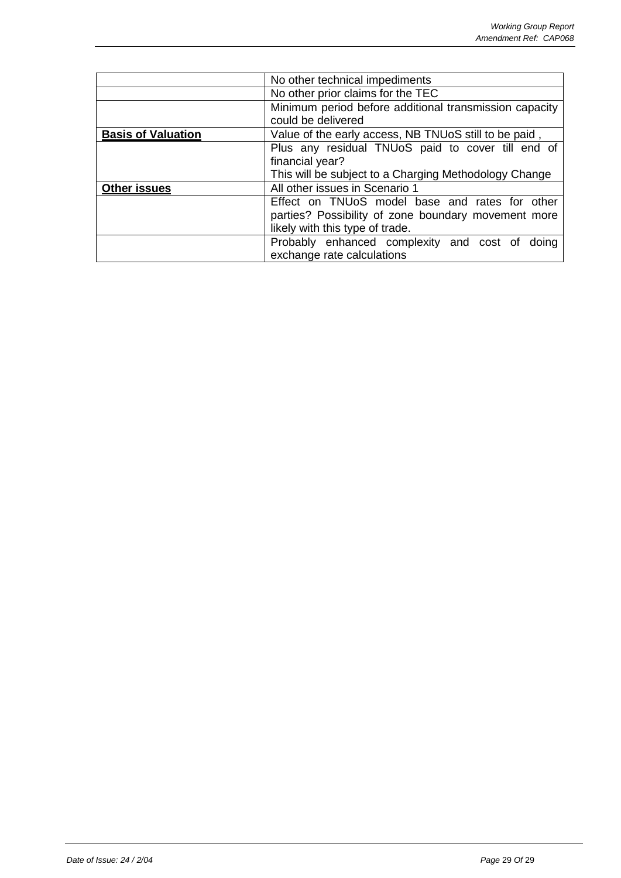| | |
|---|---|
| | No other technical impediments |
| | No other prior claims for the TEC |
| | Minimum period before additional transmission capacity could be delivered |
| **Basis of Valuation** | Value of the early access, NB TNUoS still to be paid , |
| | Plus any residual TNUoS paid to cover till end of financial year?<br>This will be subject to a Charging Methodology Change |
| **Other issues** | All other issues in Scenario 1 |
| | Effect on TNUoS model base and rates for other parties? Possibility of zone boundary movement more likely with this type of trade. |
| | Probably enhanced complexity and cost of doing exchange rate calculations |